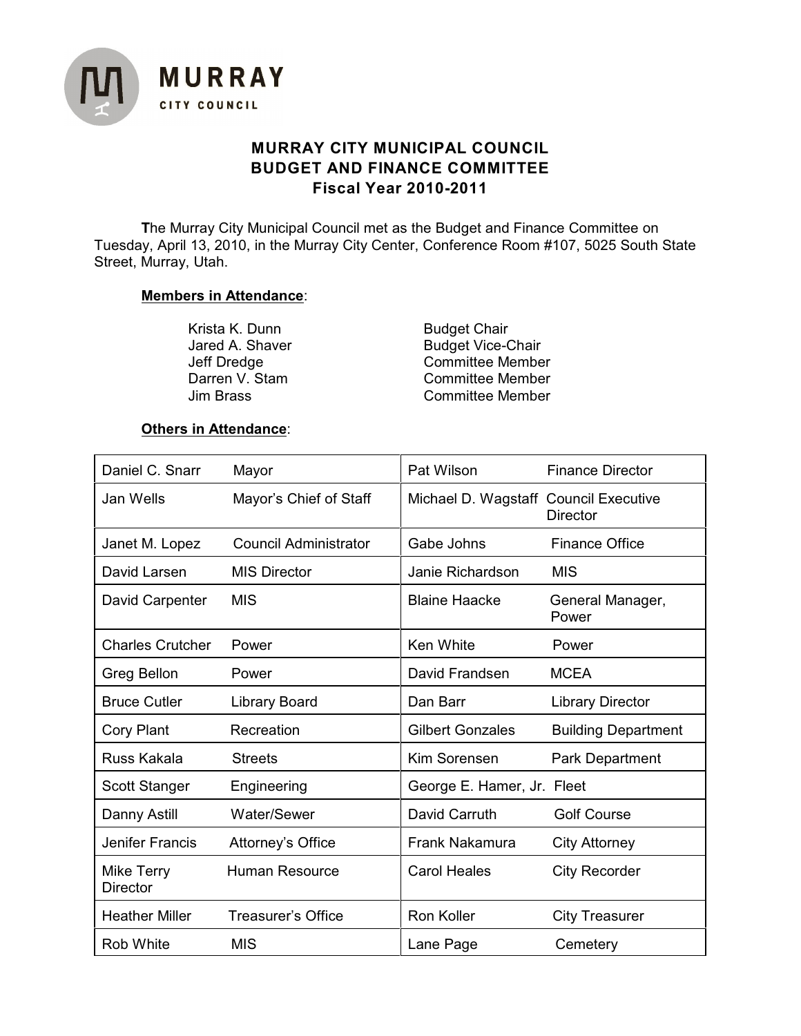**MURRAY**
**CITY COUNCIL**

# MURRAY CITY MUNICIPAL COUNCIL
## BUDGET AND FINANCE COMMITTEE
### Fiscal Year 2010-2011

**T**he Murray City Municipal Council met as the Budget and Finance Committee on Tuesday, April 13, 2010, in the Murray City Center, Conference Room #107, 5025 South State Street, Murray, Utah.

**Members in Attendance**:

| | |
|---|---|
| Krista K. Dunn | Budget Chair |
| Jared A. Shaver | Budget Vice-Chair |
| Jeff Dredge | Committee Member |
| Darren V. Stam | Committee Member |
| Jim Brass | Committee Member |

**Others in Attendance**:

| | | | |
|---|---|---|---|
| Daniel C. Snarr | Mayor | Pat Wilson | Finance Director |
| Jan Wells | Mayor's Chief of Staff | Michael D. Wagstaff | Council Executive Director |
| Janet M. Lopez | Council Administrator | Gabe Johns | Finance Office |
| David Larsen | MIS Director | Janie Richardson | MIS |
| David Carpenter | MIS | Blaine Haacke | General Manager, Power |
| Charles Crutcher | Power | Ken White | Power |
| Greg Bellon | Power | David Frandsen | MCEA |
| Bruce Cutler | Library Board | Dan Barr | Library Director |
| Cory Plant | Recreation | Gilbert Gonzales | Building Department |
| Russ Kakala | Streets | Kim Sorensen | Park Department |
| Scott Stanger | Engineering | George E. Hamer, Jr. | Fleet |
| Danny Astill | Water/Sewer | David Carruth | Golf Course |
| Jenifer Francis | Attorney's Office | Frank Nakamura | City Attorney |
| Mike Terry Director | Human Resource | Carol Heales | City Recorder |
| Heather Miller | Treasurer's Office | Ron Koller | City Treasurer |
| Rob White | MIS | Lane Page | Cemetery |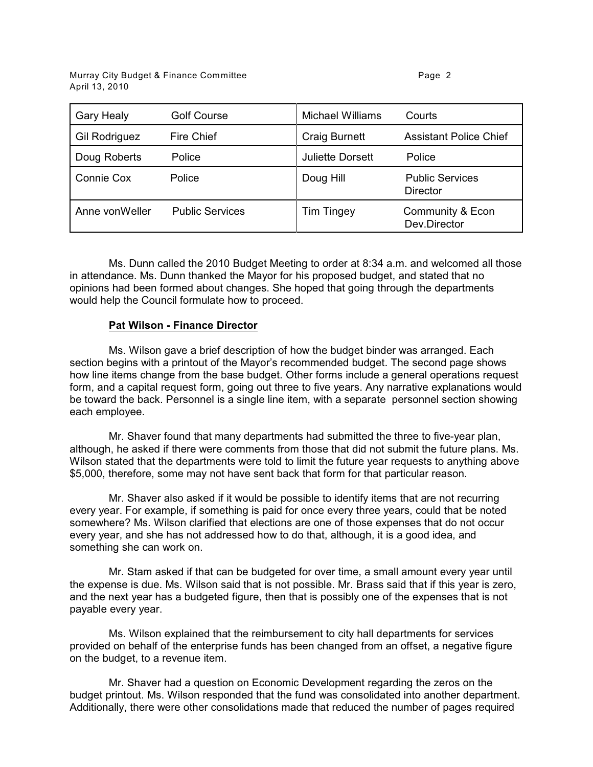| Gary Healy | Golf Course | Michael Williams | Courts |
|---|---|---|---|
| Gil Rodriguez | Fire Chief | Craig Burnett | Assistant Police Chief |
| Doug Roberts | Police | Juliette Dorsett | Police |
| Connie Cox | Police | Doug Hill | Public Services Director |
| Anne vonWeller | Public Services | Tim Tingey | Community & Econ Dev.Director |

Ms. Dunn called the 2010 Budget Meeting to order at 8:34 a.m. and welcomed all those in attendance. Ms. Dunn thanked the Mayor for his proposed budget, and stated that no opinions had been formed about changes. She hoped that going through the departments would help the Council formulate how to proceed.

**Pat Wilson - Finance Director**

Ms. Wilson gave a brief description of how the budget binder was arranged. Each section begins with a printout of the Mayor's recommended budget. The second page shows how line items change from the base budget. Other forms include a general operations request form, and a capital request form, going out three to five years. Any narrative explanations would be toward the back. Personnel is a single line item, with a separate personnel section showing each employee.

Mr. Shaver found that many departments had submitted the three to five-year plan, although, he asked if there were comments from those that did not submit the future plans. Ms. Wilson stated that the departments were told to limit the future year requests to anything above $5,000, therefore, some may not have sent back that form for that particular reason.

Mr. Shaver also asked if it would be possible to identify items that are not recurring every year. For example, if something is paid for once every three years, could that be noted somewhere? Ms. Wilson clarified that elections are one of those expenses that do not occur every year, and she has not addressed how to do that, although, it is a good idea, and something she can work on.

Mr. Stam asked if that can be budgeted for over time, a small amount every year until the expense is due. Ms. Wilson said that is not possible. Mr. Brass said that if this year is zero, and the next year has a budgeted figure, then that is possibly one of the expenses that is not payable every year.

Ms. Wilson explained that the reimbursement to city hall departments for services provided on behalf of the enterprise funds has been changed from an offset, a negative figure on the budget, to a revenue item.

Mr. Shaver had a question on Economic Development regarding the zeros on the budget printout. Ms. Wilson responded that the fund was consolidated into another department. Additionally, there were other consolidations made that reduced the number of pages required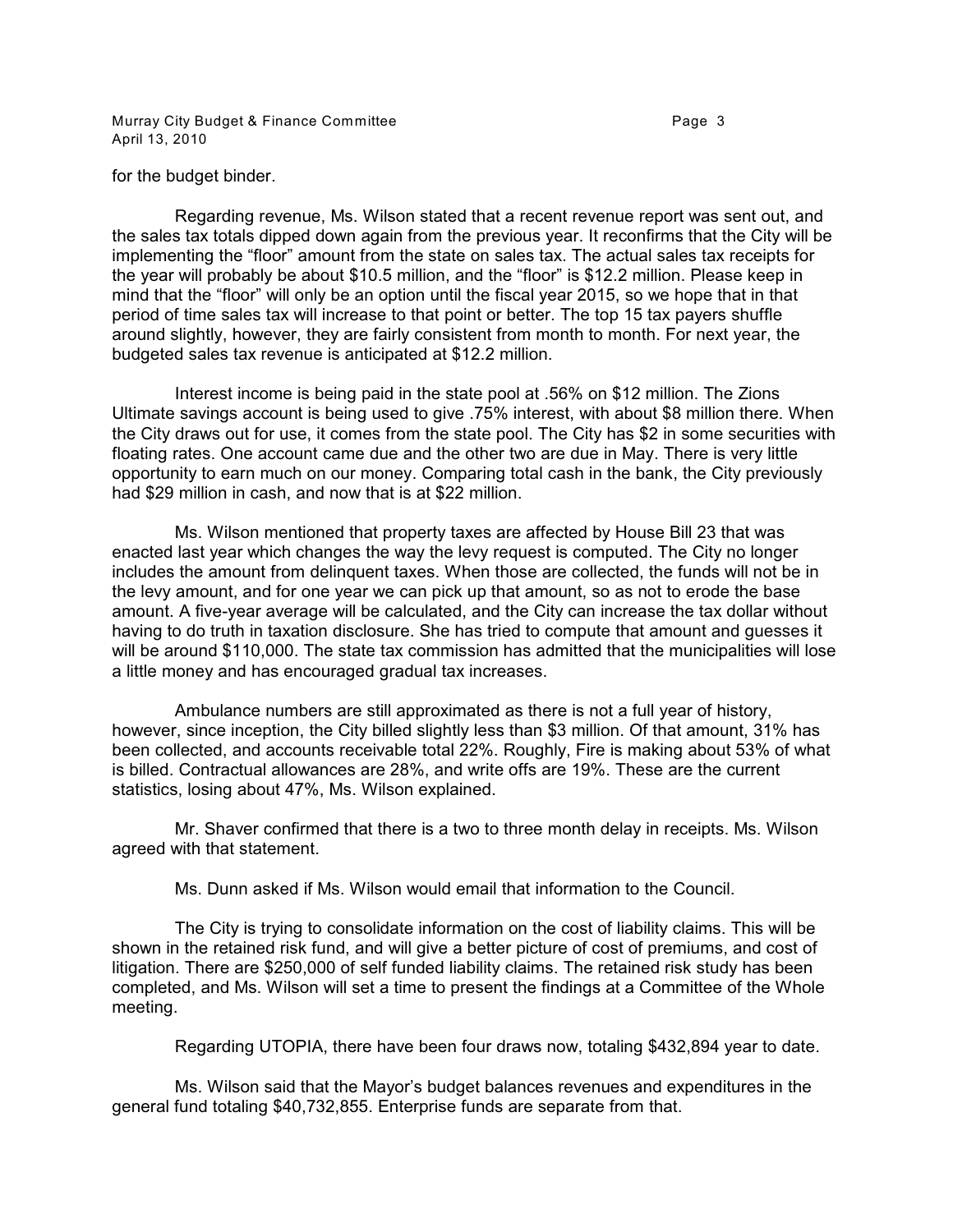for the budget binder.

Regarding revenue, Ms. Wilson stated that a recent revenue report was sent out, and the sales tax totals dipped down again from the previous year. It reconfirms that the City will be implementing the "floor" amount from the state on sales tax. The actual sales tax receipts for the year will probably be about $10.5 million, and the "floor" is $12.2 million. Please keep in mind that the "floor" will only be an option until the fiscal year 2015, so we hope that in that period of time sales tax will increase to that point or better. The top 15 tax payers shuffle around slightly, however, they are fairly consistent from month to month. For next year, the budgeted sales tax revenue is anticipated at $12.2 million.

Interest income is being paid in the state pool at .56% on $12 million. The Zions Ultimate savings account is being used to give .75% interest, with about $8 million there. When the City draws out for use, it comes from the state pool. The City has $2 in some securities with floating rates. One account came due and the other two are due in May. There is very little opportunity to earn much on our money. Comparing total cash in the bank, the City previously had $29 million in cash, and now that is at $22 million.

Ms. Wilson mentioned that property taxes are affected by House Bill 23 that was enacted last year which changes the way the levy request is computed. The City no longer includes the amount from delinquent taxes. When those are collected, the funds will not be in the levy amount, and for one year we can pick up that amount, so as not to erode the base amount. A five-year average will be calculated, and the City can increase the tax dollar without having to do truth in taxation disclosure. She has tried to compute that amount and guesses it will be around $110,000. The state tax commission has admitted that the municipalities will lose a little money and has encouraged gradual tax increases.

Ambulance numbers are still approximated as there is not a full year of history, however, since inception, the City billed slightly less than $3 million. Of that amount, 31% has been collected, and accounts receivable total 22%. Roughly, Fire is making about 53% of what is billed. Contractual allowances are 28%, and write offs are 19%. These are the current statistics, losing about 47%, Ms. Wilson explained.

Mr. Shaver confirmed that there is a two to three month delay in receipts. Ms. Wilson agreed with that statement.

Ms. Dunn asked if Ms. Wilson would email that information to the Council.

The City is trying to consolidate information on the cost of liability claims. This will be shown in the retained risk fund, and will give a better picture of cost of premiums, and cost of litigation. There are $250,000 of self funded liability claims. The retained risk study has been completed, and Ms. Wilson will set a time to present the findings at a Committee of the Whole meeting.

Regarding UTOPIA, there have been four draws now, totaling $432,894 year to date.

Ms. Wilson said that the Mayor's budget balances revenues and expenditures in the general fund totaling $40,732,855. Enterprise funds are separate from that.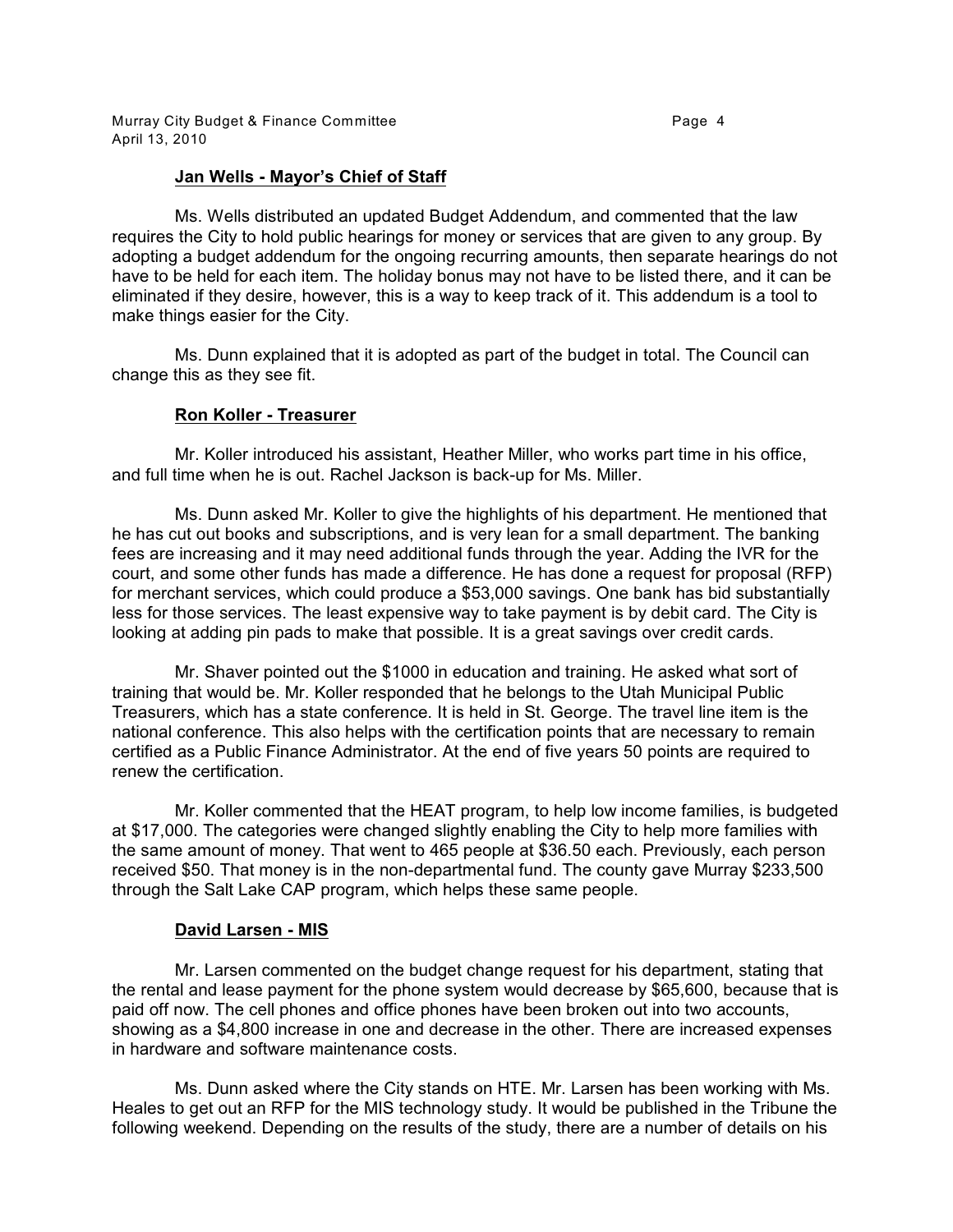**Jan Wells - Mayor's Chief of Staff**

Ms. Wells distributed an updated Budget Addendum, and commented that the law requires the City to hold public hearings for money or services that are given to any group. By adopting a budget addendum for the ongoing recurring amounts, then separate hearings do not have to be held for each item. The holiday bonus may not have to be listed there, and it can be eliminated if they desire, however, this is a way to keep track of it. This addendum is a tool to make things easier for the City.

Ms. Dunn explained that it is adopted as part of the budget in total. The Council can change this as they see fit.

**Ron Koller - Treasurer**

Mr. Koller introduced his assistant, Heather Miller, who works part time in his office, and full time when he is out. Rachel Jackson is back-up for Ms. Miller.

Ms. Dunn asked Mr. Koller to give the highlights of his department. He mentioned that he has cut out books and subscriptions, and is very lean for a small department. The banking fees are increasing and it may need additional funds through the year. Adding the IVR for the court, and some other funds has made a difference. He has done a request for proposal (RFP) for merchant services, which could produce a $53,000 savings. One bank has bid substantially less for those services. The least expensive way to take payment is by debit card. The City is looking at adding pin pads to make that possible. It is a great savings over credit cards.

Mr. Shaver pointed out the $1000 in education and training. He asked what sort of training that would be. Mr. Koller responded that he belongs to the Utah Municipal Public Treasurers, which has a state conference. It is held in St. George. The travel line item is the national conference. This also helps with the certification points that are necessary to remain certified as a Public Finance Administrator. At the end of five years 50 points are required to renew the certification.

Mr. Koller commented that the HEAT program, to help low income families, is budgeted at $17,000. The categories were changed slightly enabling the City to help more families with the same amount of money. That went to 465 people at $36.50 each. Previously, each person received $50. That money is in the non-departmental fund. The county gave Murray $233,500 through the Salt Lake CAP program, which helps these same people.

**David Larsen - MIS**

Mr. Larsen commented on the budget change request for his department, stating that the rental and lease payment for the phone system would decrease by $65,600, because that is paid off now. The cell phones and office phones have been broken out into two accounts, showing as a $4,800 increase in one and decrease in the other. There are increased expenses in hardware and software maintenance costs.

Ms. Dunn asked where the City stands on HTE. Mr. Larsen has been working with Ms. Heales to get out an RFP for the MIS technology study. It would be published in the Tribune the following weekend. Depending on the results of the study, there are a number of details on his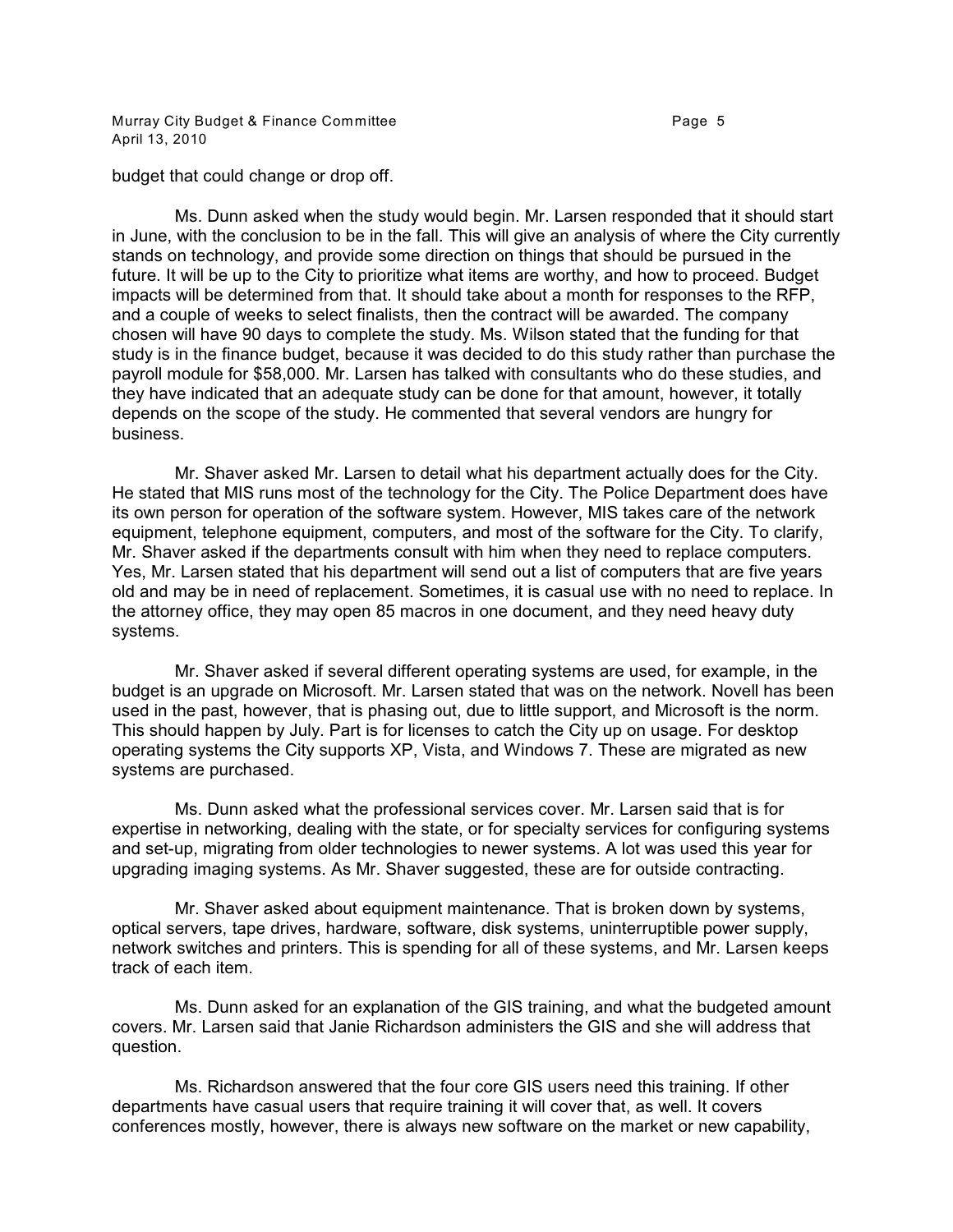budget that could change or drop off.

Ms. Dunn asked when the study would begin. Mr. Larsen responded that it should start in June, with the conclusion to be in the fall. This will give an analysis of where the City currently stands on technology, and provide some direction on things that should be pursued in the future. It will be up to the City to prioritize what items are worthy, and how to proceed. Budget impacts will be determined from that. It should take about a month for responses to the RFP, and a couple of weeks to select finalists, then the contract will be awarded. The company chosen will have 90 days to complete the study. Ms. Wilson stated that the funding for that study is in the finance budget, because it was decided to do this study rather than purchase the payroll module for $58,000. Mr. Larsen has talked with consultants who do these studies, and they have indicated that an adequate study can be done for that amount, however, it totally depends on the scope of the study. He commented that several vendors are hungry for business.

Mr. Shaver asked Mr. Larsen to detail what his department actually does for the City. He stated that MIS runs most of the technology for the City. The Police Department does have its own person for operation of the software system. However, MIS takes care of the network equipment, telephone equipment, computers, and most of the software for the City. To clarify, Mr. Shaver asked if the departments consult with him when they need to replace computers. Yes, Mr. Larsen stated that his department will send out a list of computers that are five years old and may be in need of replacement. Sometimes, it is casual use with no need to replace. In the attorney office, they may open 85 macros in one document, and they need heavy duty systems.

Mr. Shaver asked if several different operating systems are used, for example, in the budget is an upgrade on Microsoft. Mr. Larsen stated that was on the network. Novell has been used in the past, however, that is phasing out, due to little support, and Microsoft is the norm. This should happen by July. Part is for licenses to catch the City up on usage. For desktop operating systems the City supports XP, Vista, and Windows 7. These are migrated as new systems are purchased.

Ms. Dunn asked what the professional services cover. Mr. Larsen said that is for expertise in networking, dealing with the state, or for specialty services for configuring systems and set-up, migrating from older technologies to newer systems. A lot was used this year for upgrading imaging systems. As Mr. Shaver suggested, these are for outside contracting.

Mr. Shaver asked about equipment maintenance. That is broken down by systems, optical servers, tape drives, hardware, software, disk systems, uninterruptible power supply, network switches and printers. This is spending for all of these systems, and Mr. Larsen keeps track of each item.

Ms. Dunn asked for an explanation of the GIS training, and what the budgeted amount covers. Mr. Larsen said that Janie Richardson administers the GIS and she will address that question.

Ms. Richardson answered that the four core GIS users need this training. If other departments have casual users that require training it will cover that, as well. It covers conferences mostly, however, there is always new software on the market or new capability,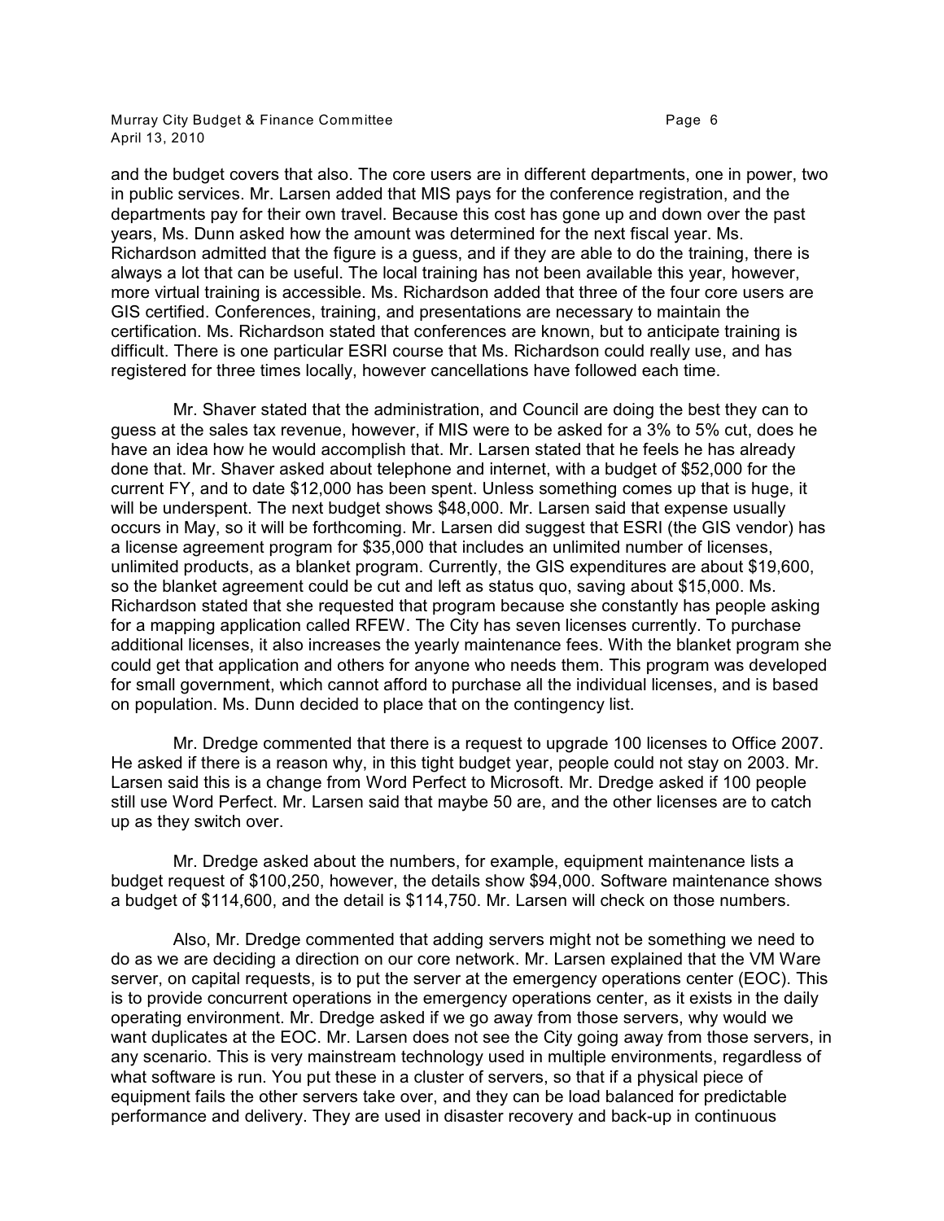and the budget covers that also. The core users are in different departments, one in power, two in public services. Mr. Larsen added that MIS pays for the conference registration, and the departments pay for their own travel. Because this cost has gone up and down over the past years, Ms. Dunn asked how the amount was determined for the next fiscal year. Ms. Richardson admitted that the figure is a guess, and if they are able to do the training, there is always a lot that can be useful. The local training has not been available this year, however, more virtual training is accessible. Ms. Richardson added that three of the four core users are GIS certified. Conferences, training, and presentations are necessary to maintain the certification. Ms. Richardson stated that conferences are known, but to anticipate training is difficult. There is one particular ESRI course that Ms. Richardson could really use, and has registered for three times locally, however cancellations have followed each time.

Mr. Shaver stated that the administration, and Council are doing the best they can to guess at the sales tax revenue, however, if MIS were to be asked for a 3% to 5% cut, does he have an idea how he would accomplish that. Mr. Larsen stated that he feels he has already done that. Mr. Shaver asked about telephone and internet, with a budget of $52,000 for the current FY, and to date $12,000 has been spent. Unless something comes up that is huge, it will be underspent. The next budget shows $48,000. Mr. Larsen said that expense usually occurs in May, so it will be forthcoming. Mr. Larsen did suggest that ESRI (the GIS vendor) has a license agreement program for $35,000 that includes an unlimited number of licenses, unlimited products, as a blanket program. Currently, the GIS expenditures are about $19,600, so the blanket agreement could be cut and left as status quo, saving about $15,000. Ms. Richardson stated that she requested that program because she constantly has people asking for a mapping application called RFEW. The City has seven licenses currently. To purchase additional licenses, it also increases the yearly maintenance fees. With the blanket program she could get that application and others for anyone who needs them. This program was developed for small government, which cannot afford to purchase all the individual licenses, and is based on population. Ms. Dunn decided to place that on the contingency list.

Mr. Dredge commented that there is a request to upgrade 100 licenses to Office 2007. He asked if there is a reason why, in this tight budget year, people could not stay on 2003. Mr. Larsen said this is a change from Word Perfect to Microsoft. Mr. Dredge asked if 100 people still use Word Perfect. Mr. Larsen said that maybe 50 are, and the other licenses are to catch up as they switch over.

Mr. Dredge asked about the numbers, for example, equipment maintenance lists a budget request of $100,250, however, the details show $94,000. Software maintenance shows a budget of $114,600, and the detail is $114,750. Mr. Larsen will check on those numbers.

Also, Mr. Dredge commented that adding servers might not be something we need to do as we are deciding a direction on our core network. Mr. Larsen explained that the VM Ware server, on capital requests, is to put the server at the emergency operations center (EOC). This is to provide concurrent operations in the emergency operations center, as it exists in the daily operating environment. Mr. Dredge asked if we go away from those servers, why would we want duplicates at the EOC. Mr. Larsen does not see the City going away from those servers, in any scenario. This is very mainstream technology used in multiple environments, regardless of what software is run. You put these in a cluster of servers, so that if a physical piece of equipment fails the other servers take over, and they can be load balanced for predictable performance and delivery. They are used in disaster recovery and back-up in continuous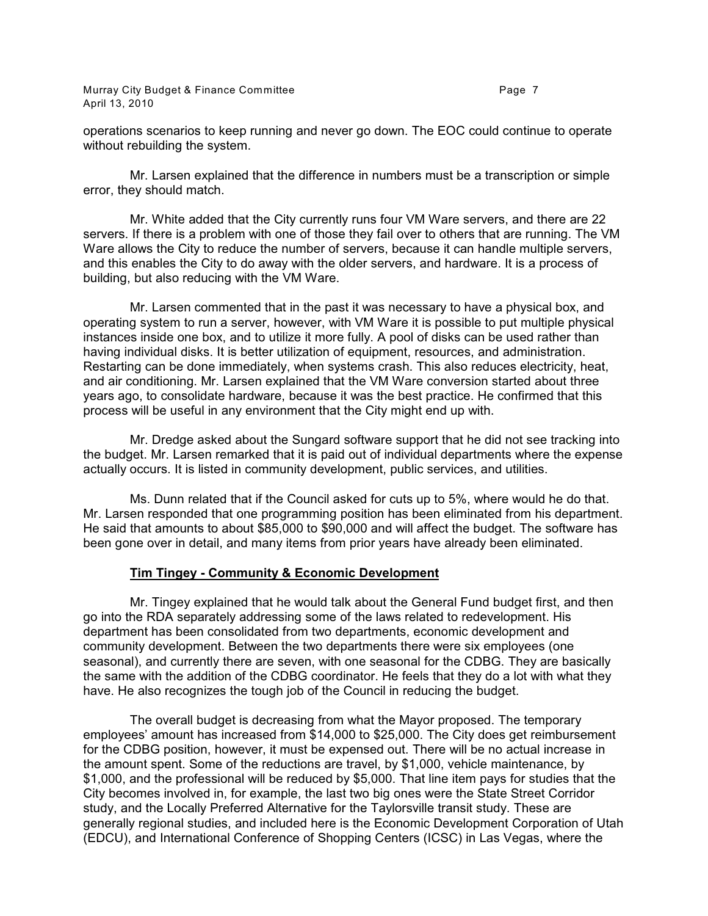operations scenarios to keep running and never go down. The EOC could continue to operate without rebuilding the system.

Mr. Larsen explained that the difference in numbers must be a transcription or simple error, they should match.

Mr. White added that the City currently runs four VM Ware servers, and there are 22 servers. If there is a problem with one of those they fail over to others that are running. The VM Ware allows the City to reduce the number of servers, because it can handle multiple servers, and this enables the City to do away with the older servers, and hardware. It is a process of building, but also reducing with the VM Ware.

Mr. Larsen commented that in the past it was necessary to have a physical box, and operating system to run a server, however, with VM Ware it is possible to put multiple physical instances inside one box, and to utilize it more fully. A pool of disks can be used rather than having individual disks. It is better utilization of equipment, resources, and administration. Restarting can be done immediately, when systems crash. This also reduces electricity, heat, and air conditioning. Mr. Larsen explained that the VM Ware conversion started about three years ago, to consolidate hardware, because it was the best practice. He confirmed that this process will be useful in any environment that the City might end up with.

Mr. Dredge asked about the Sungard software support that he did not see tracking into the budget. Mr. Larsen remarked that it is paid out of individual departments where the expense actually occurs. It is listed in community development, public services, and utilities.

Ms. Dunn related that if the Council asked for cuts up to 5%, where would he do that. Mr. Larsen responded that one programming position has been eliminated from his department. He said that amounts to about $85,000 to $90,000 and will affect the budget. The software has been gone over in detail, and many items from prior years have already been eliminated.

**Tim Tingey - Community & Economic Development**

Mr. Tingey explained that he would talk about the General Fund budget first, and then go into the RDA separately addressing some of the laws related to redevelopment. His department has been consolidated from two departments, economic development and community development. Between the two departments there were six employees (one seasonal), and currently there are seven, with one seasonal for the CDBG. They are basically the same with the addition of the CDBG coordinator. He feels that they do a lot with what they have. He also recognizes the tough job of the Council in reducing the budget.

The overall budget is decreasing from what the Mayor proposed. The temporary employees' amount has increased from $14,000 to $25,000. The City does get reimbursement for the CDBG position, however, it must be expensed out. There will be no actual increase in the amount spent. Some of the reductions are travel, by $1,000, vehicle maintenance, by $1,000, and the professional will be reduced by $5,000. That line item pays for studies that the City becomes involved in, for example, the last two big ones were the State Street Corridor study, and the Locally Preferred Alternative for the Taylorsville transit study. These are generally regional studies, and included here is the Economic Development Corporation of Utah (EDCU), and International Conference of Shopping Centers (ICSC) in Las Vegas, where the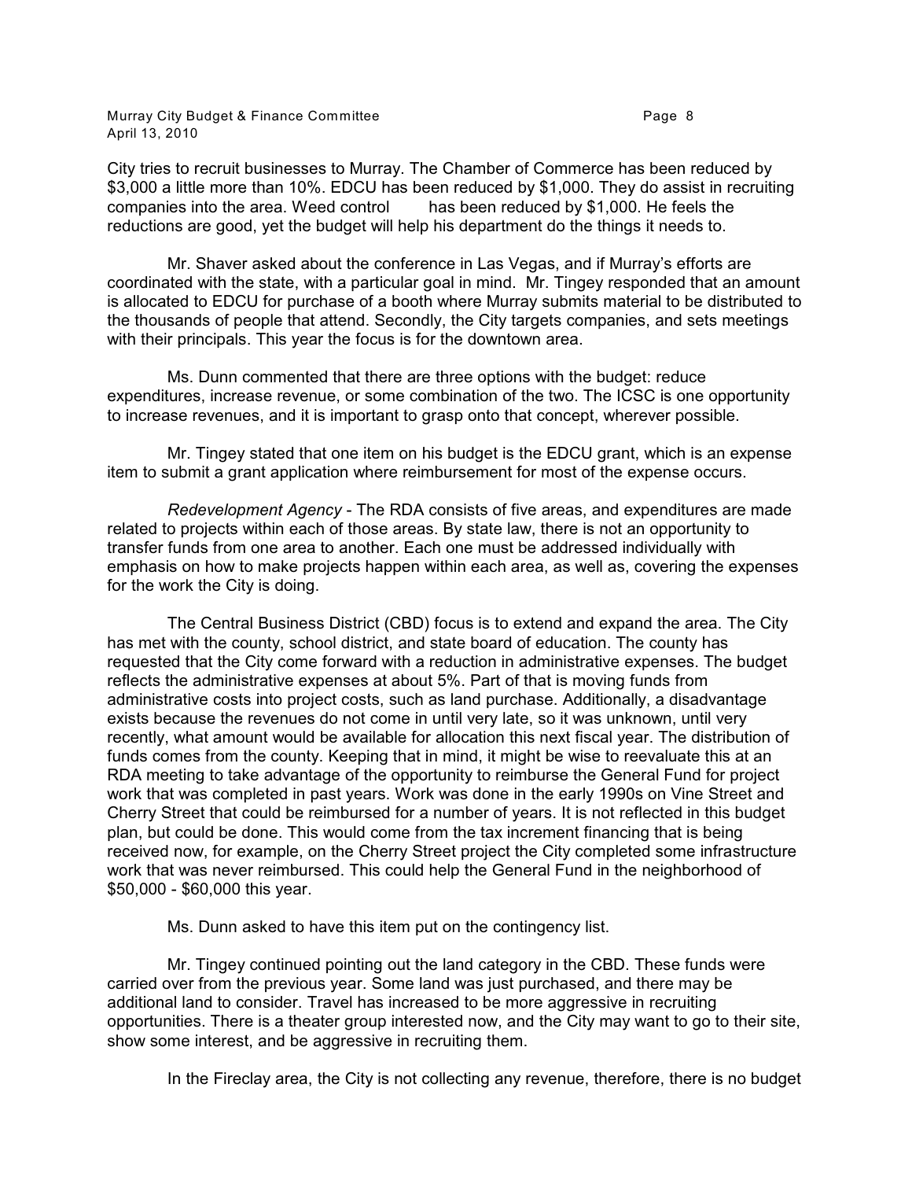City tries to recruit businesses to Murray. The Chamber of Commerce has been reduced by $3,000 a little more than 10%. EDCU has been reduced by $1,000. They do assist in recruiting companies into the area. Weed control has been reduced by $1,000. He feels the reductions are good, yet the budget will help his department do the things it needs to.

Mr. Shaver asked about the conference in Las Vegas, and if Murray's efforts are coordinated with the state, with a particular goal in mind. Mr. Tingey responded that an amount is allocated to EDCU for purchase of a booth where Murray submits material to be distributed to the thousands of people that attend. Secondly, the City targets companies, and sets meetings with their principals. This year the focus is for the downtown area.

Ms. Dunn commented that there are three options with the budget: reduce expenditures, increase revenue, or some combination of the two. The ICSC is one opportunity to increase revenues, and it is important to grasp onto that concept, wherever possible.

Mr. Tingey stated that one item on his budget is the EDCU grant, which is an expense item to submit a grant application where reimbursement for most of the expense occurs.

*Redevelopment Agency* - The RDA consists of five areas, and expenditures are made related to projects within each of those areas. By state law, there is not an opportunity to transfer funds from one area to another. Each one must be addressed individually with emphasis on how to make projects happen within each area, as well as, covering the expenses for the work the City is doing.

The Central Business District (CBD) focus is to extend and expand the area. The City has met with the county, school district, and state board of education. The county has requested that the City come forward with a reduction in administrative expenses. The budget reflects the administrative expenses at about 5%. Part of that is moving funds from administrative costs into project costs, such as land purchase. Additionally, a disadvantage exists because the revenues do not come in until very late, so it was unknown, until very recently, what amount would be available for allocation this next fiscal year. The distribution of funds comes from the county. Keeping that in mind, it might be wise to reevaluate this at an RDA meeting to take advantage of the opportunity to reimburse the General Fund for project work that was completed in past years. Work was done in the early 1990s on Vine Street and Cherry Street that could be reimbursed for a number of years. It is not reflected in this budget plan, but could be done. This would come from the tax increment financing that is being received now, for example, on the Cherry Street project the City completed some infrastructure work that was never reimbursed. This could help the General Fund in the neighborhood of $50,000 - $60,000 this year.

Ms. Dunn asked to have this item put on the contingency list.

Mr. Tingey continued pointing out the land category in the CBD. These funds were carried over from the previous year. Some land was just purchased, and there may be additional land to consider. Travel has increased to be more aggressive in recruiting opportunities. There is a theater group interested now, and the City may want to go to their site, show some interest, and be aggressive in recruiting them.

In the Fireclay area, the City is not collecting any revenue, therefore, there is no budget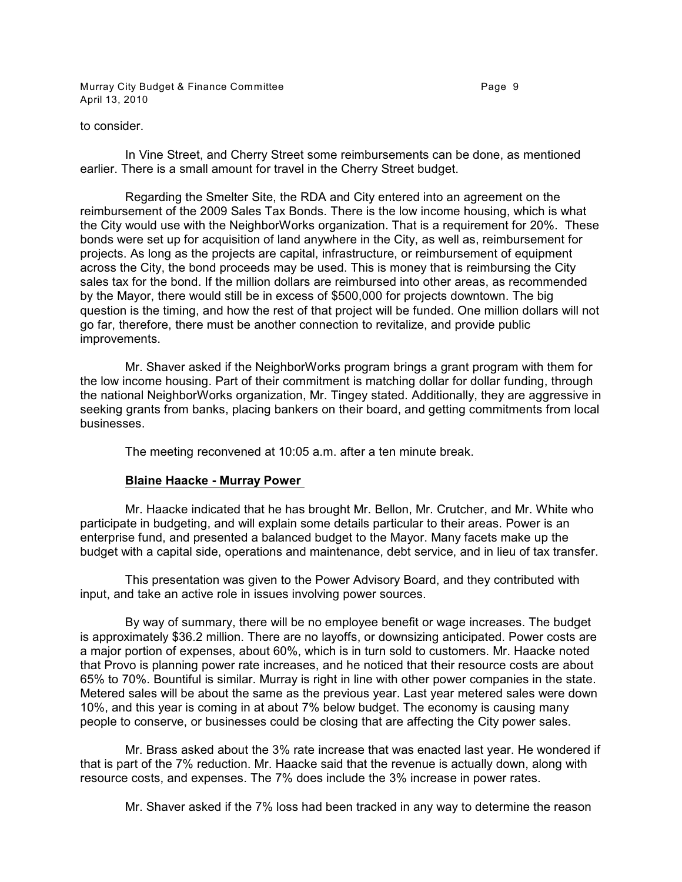to consider.

In Vine Street, and Cherry Street some reimbursements can be done, as mentioned earlier. There is a small amount for travel in the Cherry Street budget.

Regarding the Smelter Site, the RDA and City entered into an agreement on the reimbursement of the 2009 Sales Tax Bonds. There is the low income housing, which is what the City would use with the NeighborWorks organization. That is a requirement for 20%. These bonds were set up for acquisition of land anywhere in the City, as well as, reimbursement for projects. As long as the projects are capital, infrastructure, or reimbursement of equipment across the City, the bond proceeds may be used. This is money that is reimbursing the City sales tax for the bond. If the million dollars are reimbursed into other areas, as recommended by the Mayor, there would still be in excess of $500,000 for projects downtown. The big question is the timing, and how the rest of that project will be funded. One million dollars will not go far, therefore, there must be another connection to revitalize, and provide public improvements.

Mr. Shaver asked if the NeighborWorks program brings a grant program with them for the low income housing. Part of their commitment is matching dollar for dollar funding, through the national NeighborWorks organization, Mr. Tingey stated. Additionally, they are aggressive in seeking grants from banks, placing bankers on their board, and getting commitments from local businesses.

The meeting reconvened at 10:05 a.m. after a ten minute break.

**Blaine Haacke - Murray Power**

Mr. Haacke indicated that he has brought Mr. Bellon, Mr. Crutcher, and Mr. White who participate in budgeting, and will explain some details particular to their areas. Power is an enterprise fund, and presented a balanced budget to the Mayor. Many facets make up the budget with a capital side, operations and maintenance, debt service, and in lieu of tax transfer.

This presentation was given to the Power Advisory Board, and they contributed with input, and take an active role in issues involving power sources.

By way of summary, there will be no employee benefit or wage increases. The budget is approximately $36.2 million. There are no layoffs, or downsizing anticipated. Power costs are a major portion of expenses, about 60%, which is in turn sold to customers. Mr. Haacke noted that Provo is planning power rate increases, and he noticed that their resource costs are about 65% to 70%. Bountiful is similar. Murray is right in line with other power companies in the state. Metered sales will be about the same as the previous year. Last year metered sales were down 10%, and this year is coming in at about 7% below budget. The economy is causing many people to conserve, or businesses could be closing that are affecting the City power sales.

Mr. Brass asked about the 3% rate increase that was enacted last year. He wondered if that is part of the 7% reduction. Mr. Haacke said that the revenue is actually down, along with resource costs, and expenses. The 7% does include the 3% increase in power rates.

Mr. Shaver asked if the 7% loss had been tracked in any way to determine the reason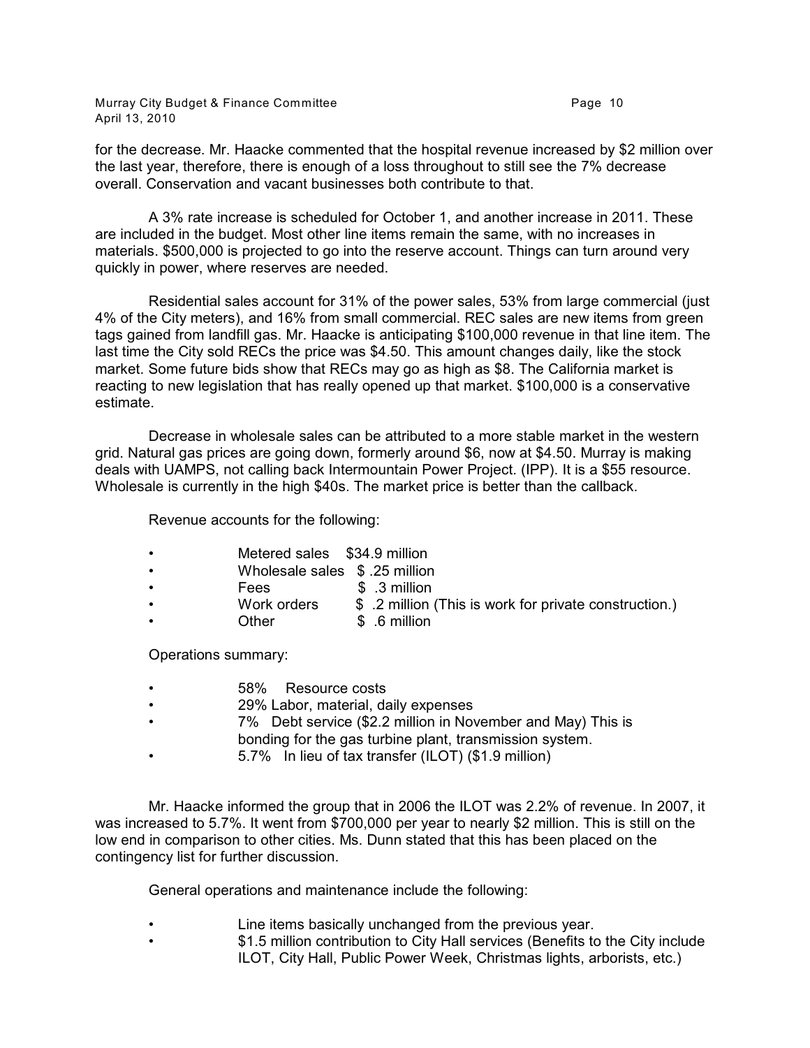for the decrease. Mr. Haacke commented that the hospital revenue increased by $2 million over the last year, therefore, there is enough of a loss throughout to still see the 7% decrease overall. Conservation and vacant businesses both contribute to that.

A 3% rate increase is scheduled for October 1, and another increase in 2011. These are included in the budget. Most other line items remain the same, with no increases in materials. $500,000 is projected to go into the reserve account. Things can turn around very quickly in power, where reserves are needed.

Residential sales account for 31% of the power sales, 53% from large commercial (just 4% of the City meters), and 16% from small commercial. REC sales are new items from green tags gained from landfill gas. Mr. Haacke is anticipating $100,000 revenue in that line item. The last time the City sold RECs the price was $4.50. This amount changes daily, like the stock market. Some future bids show that RECs may go as high as $8. The California market is reacting to new legislation that has really opened up that market. $100,000 is a conservative estimate.

Decrease in wholesale sales can be attributed to a more stable market in the western grid. Natural gas prices are going down, formerly around $6, now at $4.50. Murray is making deals with UAMPS, not calling back Intermountain Power Project. (IPP). It is a $55 resource. Wholesale is currently in the high $40s. The market price is better than the callback.

Revenue accounts for the following:

- Metered sales $34.9 million
- Wholesale sales $ .25 million
- Fees $ .3 million
- Work orders $ .2 million (This is work for private construction.)
- Other $ .6 million

Operations summary:

- 58% Resource costs
- 29% Labor, material, daily expenses
- 7% Debt service ($2.2 million in November and May) This is bonding for the gas turbine plant, transmission system.
- 5.7% In lieu of tax transfer (ILOT) ($1.9 million)

Mr. Haacke informed the group that in 2006 the ILOT was 2.2% of revenue. In 2007, it was increased to 5.7%. It went from $700,000 per year to nearly $2 million. This is still on the low end in comparison to other cities. Ms. Dunn stated that this has been placed on the contingency list for further discussion.

General operations and maintenance include the following:

- Line items basically unchanged from the previous year.
- $1.5 million contribution to City Hall services (Benefits to the City include ILOT, City Hall, Public Power Week, Christmas lights, arborists, etc.)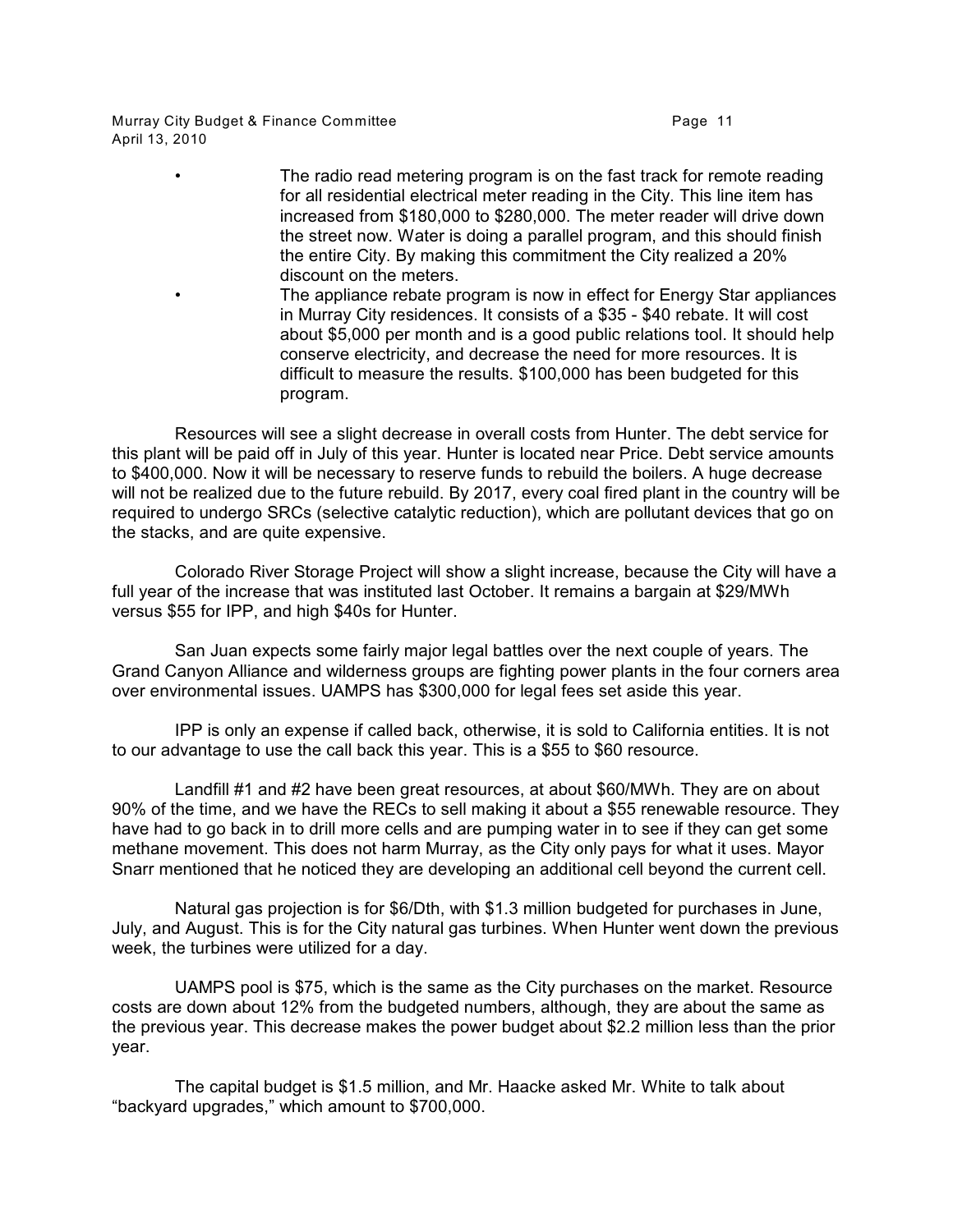- The radio read metering program is on the fast track for remote reading for all residential electrical meter reading in the City. This line item has increased from $180,000 to $280,000. The meter reader will drive down the street now. Water is doing a parallel program, and this should finish the entire City. By making this commitment the City realized a 20% discount on the meters.
- The appliance rebate program is now in effect for Energy Star appliances in Murray City residences. It consists of a $35 - $40 rebate. It will cost about $5,000 per month and is a good public relations tool. It should help conserve electricity, and decrease the need for more resources. It is difficult to measure the results. $100,000 has been budgeted for this program.

Resources will see a slight decrease in overall costs from Hunter. The debt service for this plant will be paid off in July of this year. Hunter is located near Price. Debt service amounts to $400,000. Now it will be necessary to reserve funds to rebuild the boilers. A huge decrease will not be realized due to the future rebuild. By 2017, every coal fired plant in the country will be required to undergo SRCs (selective catalytic reduction), which are pollutant devices that go on the stacks, and are quite expensive.

Colorado River Storage Project will show a slight increase, because the City will have a full year of the increase that was instituted last October. It remains a bargain at $29/MWh versus $55 for IPP, and high $40s for Hunter.

San Juan expects some fairly major legal battles over the next couple of years. The Grand Canyon Alliance and wilderness groups are fighting power plants in the four corners area over environmental issues. UAMPS has $300,000 for legal fees set aside this year.

IPP is only an expense if called back, otherwise, it is sold to California entities. It is not to our advantage to use the call back this year. This is a $55 to $60 resource.

Landfill #1 and #2 have been great resources, at about $60/MWh. They are on about 90% of the time, and we have the RECs to sell making it about a $55 renewable resource. They have had to go back in to drill more cells and are pumping water in to see if they can get some methane movement. This does not harm Murray, as the City only pays for what it uses. Mayor Snarr mentioned that he noticed they are developing an additional cell beyond the current cell.

Natural gas projection is for $6/Dth, with $1.3 million budgeted for purchases in June, July, and August. This is for the City natural gas turbines. When Hunter went down the previous week, the turbines were utilized for a day.

UAMPS pool is $75, which is the same as the City purchases on the market. Resource costs are down about 12% from the budgeted numbers, although, they are about the same as the previous year. This decrease makes the power budget about $2.2 million less than the prior year.

The capital budget is $1.5 million, and Mr. Haacke asked Mr. White to talk about "backyard upgrades," which amount to $700,000.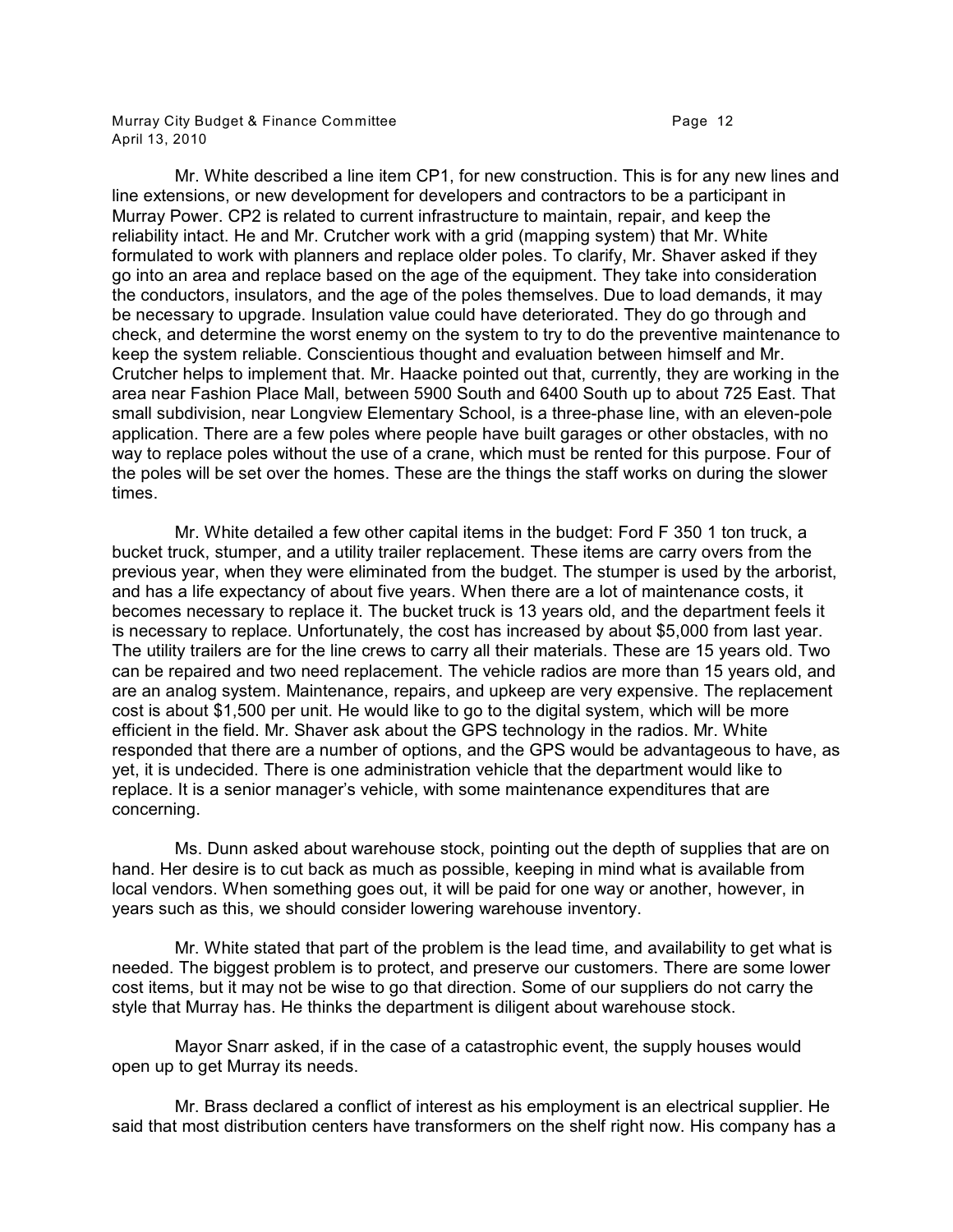Mr. White described a line item CP1, for new construction. This is for any new lines and line extensions, or new development for developers and contractors to be a participant in Murray Power. CP2 is related to current infrastructure to maintain, repair, and keep the reliability intact. He and Mr. Crutcher work with a grid (mapping system) that Mr. White formulated to work with planners and replace older poles. To clarify, Mr. Shaver asked if they go into an area and replace based on the age of the equipment. They take into consideration the conductors, insulators, and the age of the poles themselves. Due to load demands, it may be necessary to upgrade. Insulation value could have deteriorated. They do go through and check, and determine the worst enemy on the system to try to do the preventive maintenance to keep the system reliable. Conscientious thought and evaluation between himself and Mr. Crutcher helps to implement that. Mr. Haacke pointed out that, currently, they are working in the area near Fashion Place Mall, between 5900 South and 6400 South up to about 725 East. That small subdivision, near Longview Elementary School, is a three-phase line, with an eleven-pole application. There are a few poles where people have built garages or other obstacles, with no way to replace poles without the use of a crane, which must be rented for this purpose. Four of the poles will be set over the homes. These are the things the staff works on during the slower times.

Mr. White detailed a few other capital items in the budget: Ford F 350 1 ton truck, a bucket truck, stumper, and a utility trailer replacement. These items are carry overs from the previous year, when they were eliminated from the budget. The stumper is used by the arborist, and has a life expectancy of about five years. When there are a lot of maintenance costs, it becomes necessary to replace it. The bucket truck is 13 years old, and the department feels it is necessary to replace. Unfortunately, the cost has increased by about $5,000 from last year. The utility trailers are for the line crews to carry all their materials. These are 15 years old. Two can be repaired and two need replacement. The vehicle radios are more than 15 years old, and are an analog system. Maintenance, repairs, and upkeep are very expensive. The replacement cost is about $1,500 per unit. He would like to go to the digital system, which will be more efficient in the field. Mr. Shaver ask about the GPS technology in the radios. Mr. White responded that there are a number of options, and the GPS would be advantageous to have, as yet, it is undecided. There is one administration vehicle that the department would like to replace. It is a senior manager's vehicle, with some maintenance expenditures that are concerning.

Ms. Dunn asked about warehouse stock, pointing out the depth of supplies that are on hand. Her desire is to cut back as much as possible, keeping in mind what is available from local vendors. When something goes out, it will be paid for one way or another, however, in years such as this, we should consider lowering warehouse inventory.

Mr. White stated that part of the problem is the lead time, and availability to get what is needed. The biggest problem is to protect, and preserve our customers. There are some lower cost items, but it may not be wise to go that direction. Some of our suppliers do not carry the style that Murray has. He thinks the department is diligent about warehouse stock.

Mayor Snarr asked, if in the case of a catastrophic event, the supply houses would open up to get Murray its needs.

Mr. Brass declared a conflict of interest as his employment is an electrical supplier. He said that most distribution centers have transformers on the shelf right now. His company has a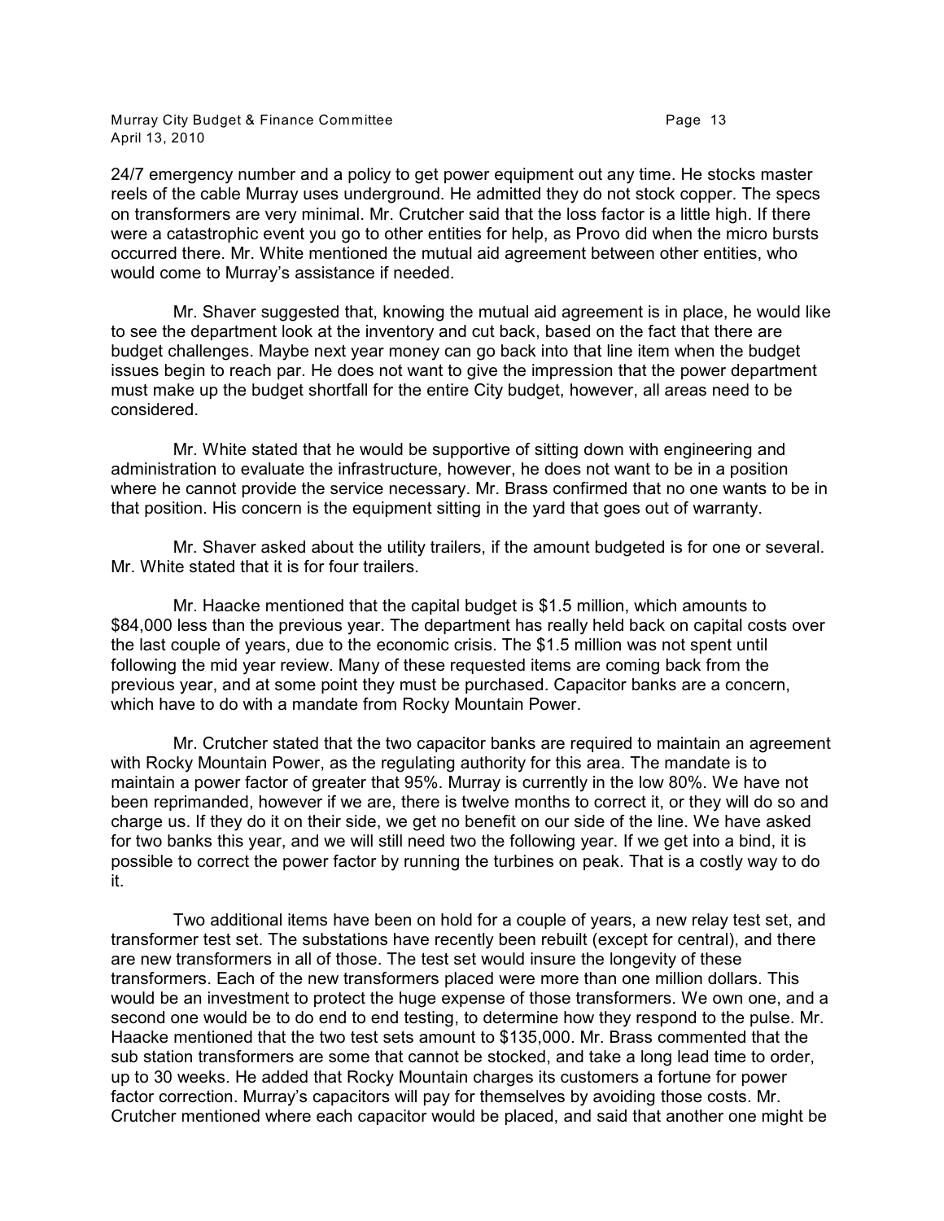24/7 emergency number and a policy to get power equipment out any time. He stocks master reels of the cable Murray uses underground. He admitted they do not stock copper. The specs on transformers are very minimal. Mr. Crutcher said that the loss factor is a little high. If there were a catastrophic event you go to other entities for help, as Provo did when the micro bursts occurred there. Mr. White mentioned the mutual aid agreement between other entities, who would come to Murray's assistance if needed.

Mr. Shaver suggested that, knowing the mutual aid agreement is in place, he would like to see the department look at the inventory and cut back, based on the fact that there are budget challenges. Maybe next year money can go back into that line item when the budget issues begin to reach par. He does not want to give the impression that the power department must make up the budget shortfall for the entire City budget, however, all areas need to be considered.

Mr. White stated that he would be supportive of sitting down with engineering and administration to evaluate the infrastructure, however, he does not want to be in a position where he cannot provide the service necessary. Mr. Brass confirmed that no one wants to be in that position. His concern is the equipment sitting in the yard that goes out of warranty.

Mr. Shaver asked about the utility trailers, if the amount budgeted is for one or several. Mr. White stated that it is for four trailers.

Mr. Haacke mentioned that the capital budget is $1.5 million, which amounts to $84,000 less than the previous year. The department has really held back on capital costs over the last couple of years, due to the economic crisis. The $1.5 million was not spent until following the mid year review. Many of these requested items are coming back from the previous year, and at some point they must be purchased. Capacitor banks are a concern, which have to do with a mandate from Rocky Mountain Power.

Mr. Crutcher stated that the two capacitor banks are required to maintain an agreement with Rocky Mountain Power, as the regulating authority for this area. The mandate is to maintain a power factor of greater that 95%. Murray is currently in the low 80%. We have not been reprimanded, however if we are, there is twelve months to correct it, or they will do so and charge us. If they do it on their side, we get no benefit on our side of the line. We have asked for two banks this year, and we will still need two the following year. If we get into a bind, it is possible to correct the power factor by running the turbines on peak. That is a costly way to do it.

Two additional items have been on hold for a couple of years, a new relay test set, and transformer test set. The substations have recently been rebuilt (except for central), and there are new transformers in all of those. The test set would insure the longevity of these transformers. Each of the new transformers placed were more than one million dollars. This would be an investment to protect the huge expense of those transformers. We own one, and a second one would be to do end to end testing, to determine how they respond to the pulse. Mr. Haacke mentioned that the two test sets amount to $135,000. Mr. Brass commented that the sub station transformers are some that cannot be stocked, and take a long lead time to order, up to 30 weeks. He added that Rocky Mountain charges its customers a fortune for power factor correction. Murray's capacitors will pay for themselves by avoiding those costs. Mr. Crutcher mentioned where each capacitor would be placed, and said that another one might be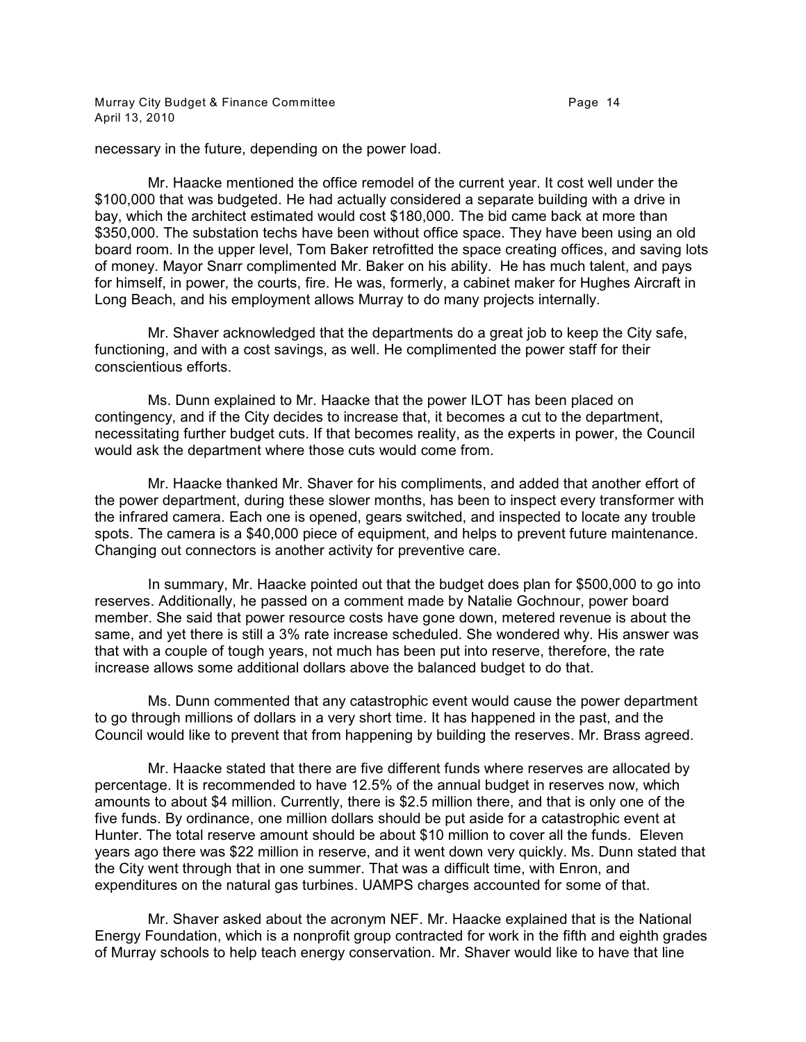necessary in the future, depending on the power load.

Mr. Haacke mentioned the office remodel of the current year. It cost well under the $100,000 that was budgeted. He had actually considered a separate building with a drive in bay, which the architect estimated would cost $180,000. The bid came back at more than $350,000. The substation techs have been without office space. They have been using an old board room. In the upper level, Tom Baker retrofitted the space creating offices, and saving lots of money. Mayor Snarr complimented Mr. Baker on his ability. He has much talent, and pays for himself, in power, the courts, fire. He was, formerly, a cabinet maker for Hughes Aircraft in Long Beach, and his employment allows Murray to do many projects internally.

Mr. Shaver acknowledged that the departments do a great job to keep the City safe, functioning, and with a cost savings, as well. He complimented the power staff for their conscientious efforts.

Ms. Dunn explained to Mr. Haacke that the power ILOT has been placed on contingency, and if the City decides to increase that, it becomes a cut to the department, necessitating further budget cuts. If that becomes reality, as the experts in power, the Council would ask the department where those cuts would come from.

Mr. Haacke thanked Mr. Shaver for his compliments, and added that another effort of the power department, during these slower months, has been to inspect every transformer with the infrared camera. Each one is opened, gears switched, and inspected to locate any trouble spots. The camera is a $40,000 piece of equipment, and helps to prevent future maintenance. Changing out connectors is another activity for preventive care.

In summary, Mr. Haacke pointed out that the budget does plan for $500,000 to go into reserves. Additionally, he passed on a comment made by Natalie Gochnour, power board member. She said that power resource costs have gone down, metered revenue is about the same, and yet there is still a 3% rate increase scheduled. She wondered why. His answer was that with a couple of tough years, not much has been put into reserve, therefore, the rate increase allows some additional dollars above the balanced budget to do that.

Ms. Dunn commented that any catastrophic event would cause the power department to go through millions of dollars in a very short time. It has happened in the past, and the Council would like to prevent that from happening by building the reserves. Mr. Brass agreed.

Mr. Haacke stated that there are five different funds where reserves are allocated by percentage. It is recommended to have 12.5% of the annual budget in reserves now, which amounts to about $4 million. Currently, there is $2.5 million there, and that is only one of the five funds. By ordinance, one million dollars should be put aside for a catastrophic event at Hunter. The total reserve amount should be about $10 million to cover all the funds. Eleven years ago there was $22 million in reserve, and it went down very quickly. Ms. Dunn stated that the City went through that in one summer. That was a difficult time, with Enron, and expenditures on the natural gas turbines. UAMPS charges accounted for some of that.

Mr. Shaver asked about the acronym NEF. Mr. Haacke explained that is the National Energy Foundation, which is a nonprofit group contracted for work in the fifth and eighth grades of Murray schools to help teach energy conservation. Mr. Shaver would like to have that line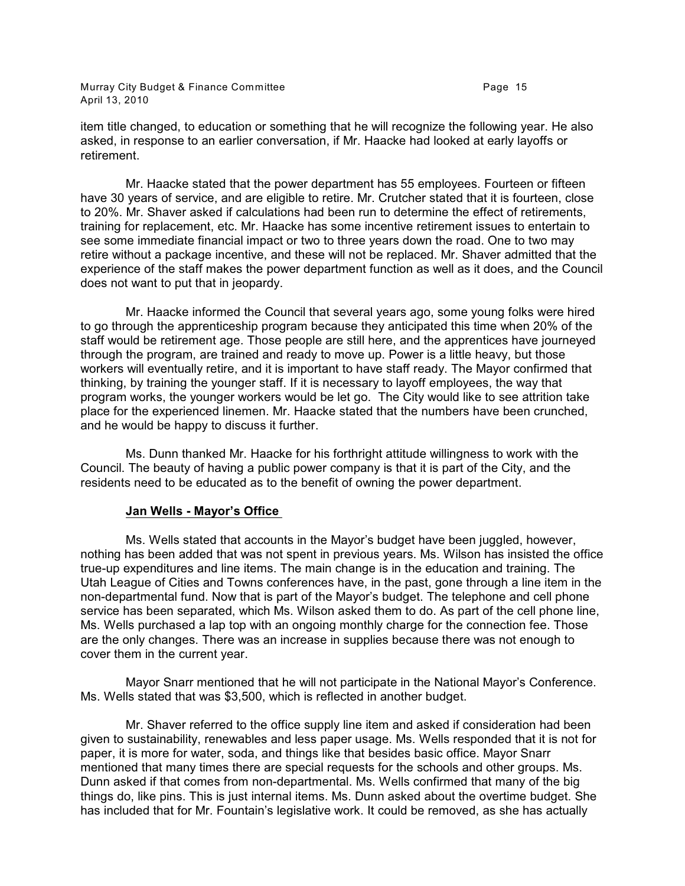item title changed, to education or something that he will recognize the following year. He also asked, in response to an earlier conversation, if Mr. Haacke had looked at early layoffs or retirement.

Mr. Haacke stated that the power department has 55 employees. Fourteen or fifteen have 30 years of service, and are eligible to retire. Mr. Crutcher stated that it is fourteen, close to 20%. Mr. Shaver asked if calculations had been run to determine the effect of retirements, training for replacement, etc. Mr. Haacke has some incentive retirement issues to entertain to see some immediate financial impact or two to three years down the road. One to two may retire without a package incentive, and these will not be replaced. Mr. Shaver admitted that the experience of the staff makes the power department function as well as it does, and the Council does not want to put that in jeopardy.

Mr. Haacke informed the Council that several years ago, some young folks were hired to go through the apprenticeship program because they anticipated this time when 20% of the staff would be retirement age. Those people are still here, and the apprentices have journeyed through the program, are trained and ready to move up. Power is a little heavy, but those workers will eventually retire, and it is important to have staff ready. The Mayor confirmed that thinking, by training the younger staff. If it is necessary to layoff employees, the way that program works, the younger workers would be let go. The City would like to see attrition take place for the experienced linemen. Mr. Haacke stated that the numbers have been crunched, and he would be happy to discuss it further.

Ms. Dunn thanked Mr. Haacke for his forthright attitude willingness to work with the Council. The beauty of having a public power company is that it is part of the City, and the residents need to be educated as to the benefit of owning the power department.

**Jan Wells - Mayor's Office**

Ms. Wells stated that accounts in the Mayor's budget have been juggled, however, nothing has been added that was not spent in previous years. Ms. Wilson has insisted the office true-up expenditures and line items. The main change is in the education and training. The Utah League of Cities and Towns conferences have, in the past, gone through a line item in the non-departmental fund. Now that is part of the Mayor's budget. The telephone and cell phone service has been separated, which Ms. Wilson asked them to do. As part of the cell phone line, Ms. Wells purchased a lap top with an ongoing monthly charge for the connection fee. Those are the only changes. There was an increase in supplies because there was not enough to cover them in the current year.

Mayor Snarr mentioned that he will not participate in the National Mayor's Conference. Ms. Wells stated that was $3,500, which is reflected in another budget.

Mr. Shaver referred to the office supply line item and asked if consideration had been given to sustainability, renewables and less paper usage. Ms. Wells responded that it is not for paper, it is more for water, soda, and things like that besides basic office. Mayor Snarr mentioned that many times there are special requests for the schools and other groups. Ms. Dunn asked if that comes from non-departmental. Ms. Wells confirmed that many of the big things do, like pins. This is just internal items. Ms. Dunn asked about the overtime budget. She has included that for Mr. Fountain's legislative work. It could be removed, as she has actually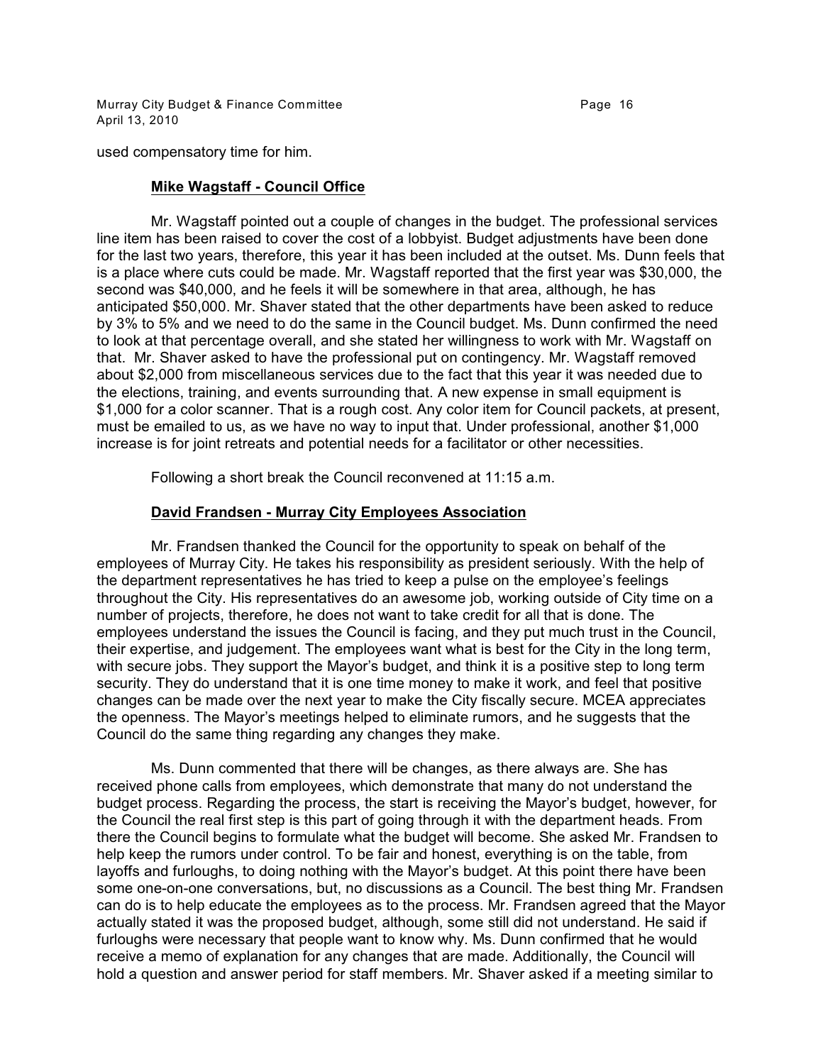used compensatory time for him.

**Mike Wagstaff - Council Office**

Mr. Wagstaff pointed out a couple of changes in the budget. The professional services line item has been raised to cover the cost of a lobbyist. Budget adjustments have been done for the last two years, therefore, this year it has been included at the outset. Ms. Dunn feels that is a place where cuts could be made. Mr. Wagstaff reported that the first year was $30,000, the second was $40,000, and he feels it will be somewhere in that area, although, he has anticipated $50,000. Mr. Shaver stated that the other departments have been asked to reduce by 3% to 5% and we need to do the same in the Council budget. Ms. Dunn confirmed the need to look at that percentage overall, and she stated her willingness to work with Mr. Wagstaff on that. Mr. Shaver asked to have the professional put on contingency. Mr. Wagstaff removed about $2,000 from miscellaneous services due to the fact that this year it was needed due to the elections, training, and events surrounding that. A new expense in small equipment is $1,000 for a color scanner. That is a rough cost. Any color item for Council packets, at present, must be emailed to us, as we have no way to input that. Under professional, another $1,000 increase is for joint retreats and potential needs for a facilitator or other necessities.

Following a short break the Council reconvened at 11:15 a.m.

**David Frandsen - Murray City Employees Association**

Mr. Frandsen thanked the Council for the opportunity to speak on behalf of the employees of Murray City. He takes his responsibility as president seriously. With the help of the department representatives he has tried to keep a pulse on the employee's feelings throughout the City. His representatives do an awesome job, working outside of City time on a number of projects, therefore, he does not want to take credit for all that is done. The employees understand the issues the Council is facing, and they put much trust in the Council, their expertise, and judgement. The employees want what is best for the City in the long term, with secure jobs. They support the Mayor's budget, and think it is a positive step to long term security. They do understand that it is one time money to make it work, and feel that positive changes can be made over the next year to make the City fiscally secure. MCEA appreciates the openness. The Mayor's meetings helped to eliminate rumors, and he suggests that the Council do the same thing regarding any changes they make.

Ms. Dunn commented that there will be changes, as there always are. She has received phone calls from employees, which demonstrate that many do not understand the budget process. Regarding the process, the start is receiving the Mayor's budget, however, for the Council the real first step is this part of going through it with the department heads. From there the Council begins to formulate what the budget will become. She asked Mr. Frandsen to help keep the rumors under control. To be fair and honest, everything is on the table, from layoffs and furloughs, to doing nothing with the Mayor's budget. At this point there have been some one-on-one conversations, but, no discussions as a Council. The best thing Mr. Frandsen can do is to help educate the employees as to the process. Mr. Frandsen agreed that the Mayor actually stated it was the proposed budget, although, some still did not understand. He said if furloughs were necessary that people want to know why. Ms. Dunn confirmed that he would receive a memo of explanation for any changes that are made. Additionally, the Council will hold a question and answer period for staff members. Mr. Shaver asked if a meeting similar to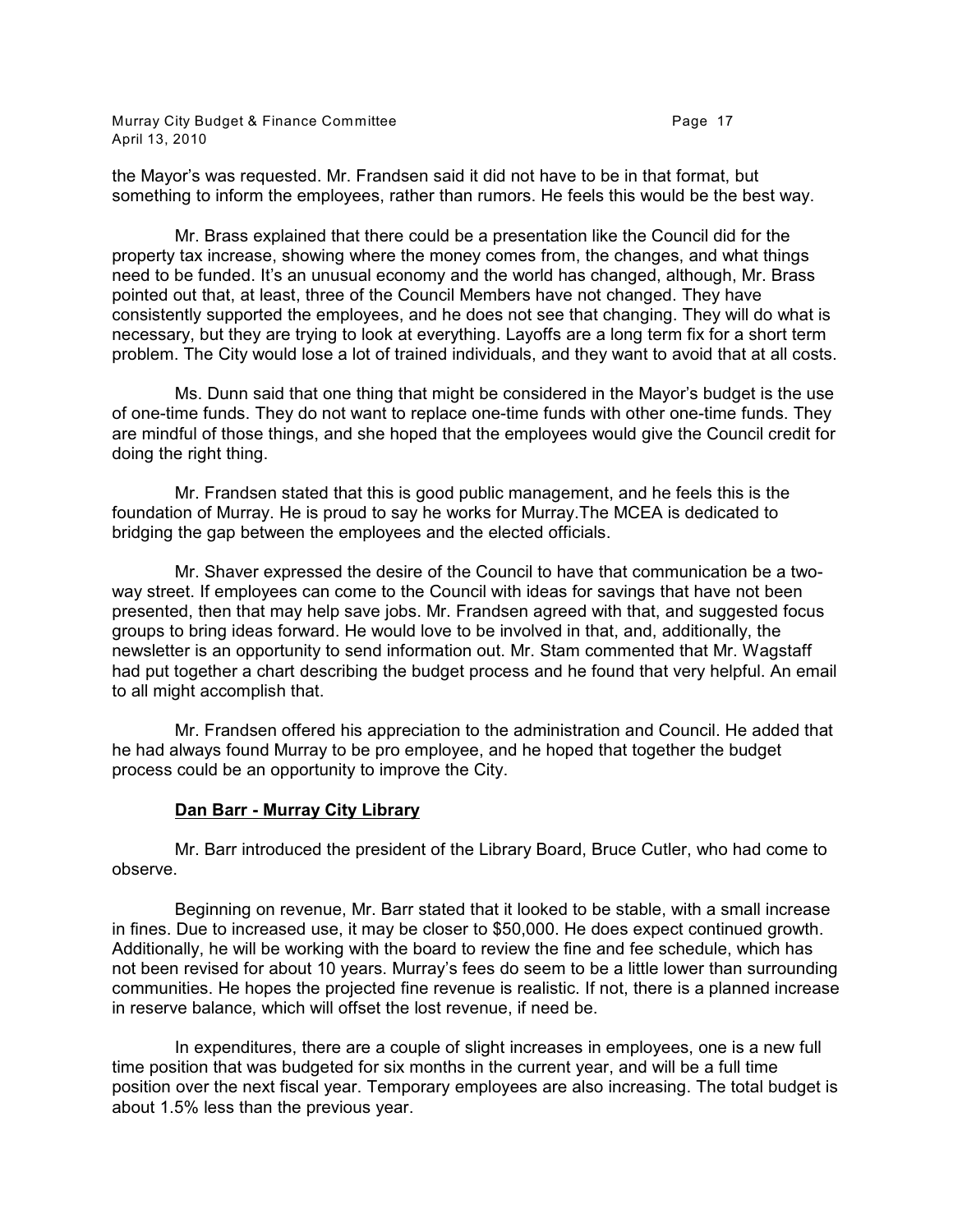the Mayor's was requested. Mr. Frandsen said it did not have to be in that format, but something to inform the employees, rather than rumors. He feels this would be the best way.

Mr. Brass explained that there could be a presentation like the Council did for the property tax increase, showing where the money comes from, the changes, and what things need to be funded. It's an unusual economy and the world has changed, although, Mr. Brass pointed out that, at least, three of the Council Members have not changed. They have consistently supported the employees, and he does not see that changing. They will do what is necessary, but they are trying to look at everything. Layoffs are a long term fix for a short term problem. The City would lose a lot of trained individuals, and they want to avoid that at all costs.

Ms. Dunn said that one thing that might be considered in the Mayor's budget is the use of one-time funds. They do not want to replace one-time funds with other one-time funds. They are mindful of those things, and she hoped that the employees would give the Council credit for doing the right thing.

Mr. Frandsen stated that this is good public management, and he feels this is the foundation of Murray. He is proud to say he works for Murray.The MCEA is dedicated to bridging the gap between the employees and the elected officials.

Mr. Shaver expressed the desire of the Council to have that communication be a two-way street. If employees can come to the Council with ideas for savings that have not been presented, then that may help save jobs. Mr. Frandsen agreed with that, and suggested focus groups to bring ideas forward. He would love to be involved in that, and, additionally, the newsletter is an opportunity to send information out. Mr. Stam commented that Mr. Wagstaff had put together a chart describing the budget process and he found that very helpful. An email to all might accomplish that.

Mr. Frandsen offered his appreciation to the administration and Council. He added that he had always found Murray to be pro employee, and he hoped that together the budget process could be an opportunity to improve the City.

**Dan Barr - Murray City Library**

Mr. Barr introduced the president of the Library Board, Bruce Cutler, who had come to observe.

Beginning on revenue, Mr. Barr stated that it looked to be stable, with a small increase in fines. Due to increased use, it may be closer to $50,000. He does expect continued growth. Additionally, he will be working with the board to review the fine and fee schedule, which has not been revised for about 10 years. Murray's fees do seem to be a little lower than surrounding communities. He hopes the projected fine revenue is realistic. If not, there is a planned increase in reserve balance, which will offset the lost revenue, if need be.

In expenditures, there are a couple of slight increases in employees, one is a new full time position that was budgeted for six months in the current year, and will be a full time position over the next fiscal year. Temporary employees are also increasing. The total budget is about 1.5% less than the previous year.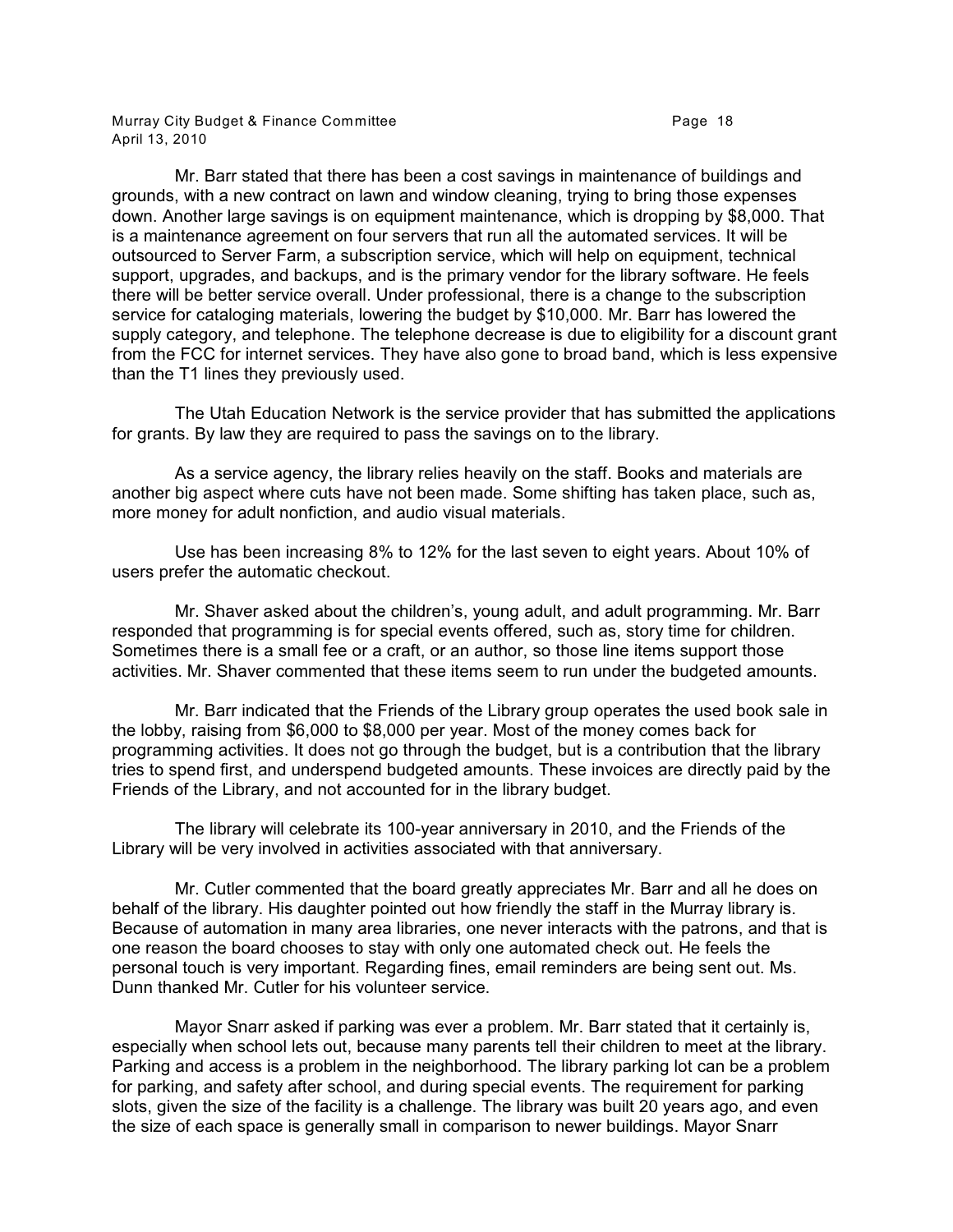Mr. Barr stated that there has been a cost savings in maintenance of buildings and grounds, with a new contract on lawn and window cleaning, trying to bring those expenses down. Another large savings is on equipment maintenance, which is dropping by $8,000. That is a maintenance agreement on four servers that run all the automated services. It will be outsourced to Server Farm, a subscription service, which will help on equipment, technical support, upgrades, and backups, and is the primary vendor for the library software. He feels there will be better service overall. Under professional, there is a change to the subscription service for cataloging materials, lowering the budget by $10,000. Mr. Barr has lowered the supply category, and telephone. The telephone decrease is due to eligibility for a discount grant from the FCC for internet services. They have also gone to broad band, which is less expensive than the T1 lines they previously used.

The Utah Education Network is the service provider that has submitted the applications for grants. By law they are required to pass the savings on to the library.

As a service agency, the library relies heavily on the staff. Books and materials are another big aspect where cuts have not been made. Some shifting has taken place, such as, more money for adult nonfiction, and audio visual materials.

Use has been increasing 8% to 12% for the last seven to eight years. About 10% of users prefer the automatic checkout.

Mr. Shaver asked about the children's, young adult, and adult programming. Mr. Barr responded that programming is for special events offered, such as, story time for children. Sometimes there is a small fee or a craft, or an author, so those line items support those activities. Mr. Shaver commented that these items seem to run under the budgeted amounts.

Mr. Barr indicated that the Friends of the Library group operates the used book sale in the lobby, raising from $6,000 to $8,000 per year. Most of the money comes back for programming activities. It does not go through the budget, but is a contribution that the library tries to spend first, and underspend budgeted amounts. These invoices are directly paid by the Friends of the Library, and not accounted for in the library budget.

The library will celebrate its 100-year anniversary in 2010, and the Friends of the Library will be very involved in activities associated with that anniversary.

Mr. Cutler commented that the board greatly appreciates Mr. Barr and all he does on behalf of the library. His daughter pointed out how friendly the staff in the Murray library is. Because of automation in many area libraries, one never interacts with the patrons, and that is one reason the board chooses to stay with only one automated check out. He feels the personal touch is very important. Regarding fines, email reminders are being sent out. Ms. Dunn thanked Mr. Cutler for his volunteer service.

Mayor Snarr asked if parking was ever a problem. Mr. Barr stated that it certainly is, especially when school lets out, because many parents tell their children to meet at the library. Parking and access is a problem in the neighborhood. The library parking lot can be a problem for parking, and safety after school, and during special events. The requirement for parking slots, given the size of the facility is a challenge. The library was built 20 years ago, and even the size of each space is generally small in comparison to newer buildings. Mayor Snarr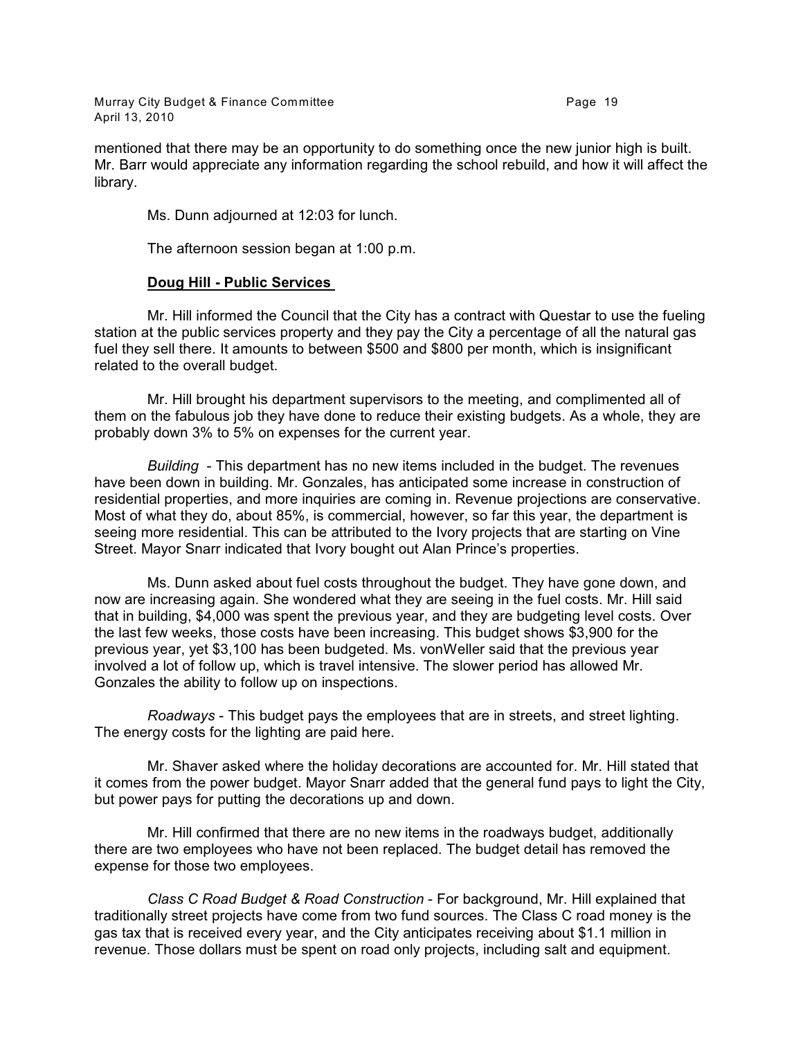mentioned that there may be an opportunity to do something once the new junior high is built. Mr. Barr would appreciate any information regarding the school rebuild, and how it will affect the library.

Ms. Dunn adjourned at 12:03 for lunch.

The afternoon session began at 1:00 p.m.

**Doug Hill - Public Services**

Mr. Hill informed the Council that the City has a contract with Questar to use the fueling station at the public services property and they pay the City a percentage of all the natural gas fuel they sell there. It amounts to between $500 and $800 per month, which is insignificant related to the overall budget.

Mr. Hill brought his department supervisors to the meeting, and complimented all of them on the fabulous job they have done to reduce their existing budgets. As a whole, they are probably down 3% to 5% on expenses for the current year.

*Building* - This department has no new items included in the budget. The revenues have been down in building. Mr. Gonzales, has anticipated some increase in construction of residential properties, and more inquiries are coming in. Revenue projections are conservative. Most of what they do, about 85%, is commercial, however, so far this year, the department is seeing more residential. This can be attributed to the Ivory projects that are starting on Vine Street. Mayor Snarr indicated that Ivory bought out Alan Prince's properties.

Ms. Dunn asked about fuel costs throughout the budget. They have gone down, and now are increasing again. She wondered what they are seeing in the fuel costs. Mr. Hill said that in building, $4,000 was spent the previous year, and they are budgeting level costs. Over the last few weeks, those costs have been increasing. This budget shows $3,900 for the previous year, yet $3,100 has been budgeted. Ms. vonWeller said that the previous year involved a lot of follow up, which is travel intensive. The slower period has allowed Mr. Gonzales the ability to follow up on inspections.

*Roadways* - This budget pays the employees that are in streets, and street lighting. The energy costs for the lighting are paid here.

Mr. Shaver asked where the holiday decorations are accounted for. Mr. Hill stated that it comes from the power budget. Mayor Snarr added that the general fund pays to light the City, but power pays for putting the decorations up and down.

Mr. Hill confirmed that there are no new items in the roadways budget, additionally there are two employees who have not been replaced. The budget detail has removed the expense for those two employees.

*Class C Road Budget & Road Construction* - For background, Mr. Hill explained that traditionally street projects have come from two fund sources. The Class C road money is the gas tax that is received every year, and the City anticipates receiving about $1.1 million in revenue. Those dollars must be spent on road only projects, including salt and equipment.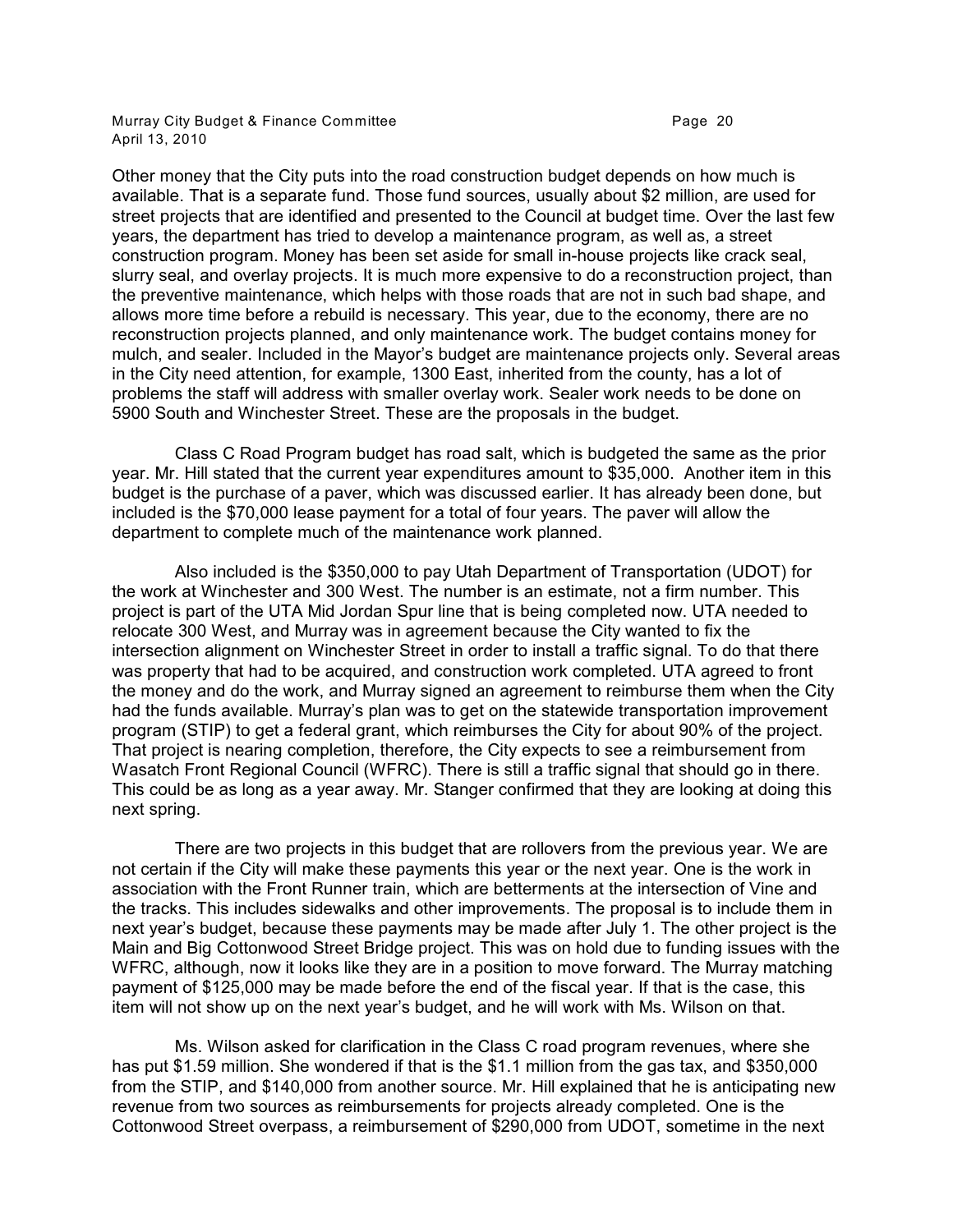Other money that the City puts into the road construction budget depends on how much is available. That is a separate fund. Those fund sources, usually about $2 million, are used for street projects that are identified and presented to the Council at budget time. Over the last few years, the department has tried to develop a maintenance program, as well as, a street construction program. Money has been set aside for small in-house projects like crack seal, slurry seal, and overlay projects. It is much more expensive to do a reconstruction project, than the preventive maintenance, which helps with those roads that are not in such bad shape, and allows more time before a rebuild is necessary. This year, due to the economy, there are no reconstruction projects planned, and only maintenance work. The budget contains money for mulch, and sealer. Included in the Mayor's budget are maintenance projects only. Several areas in the City need attention, for example, 1300 East, inherited from the county, has a lot of problems the staff will address with smaller overlay work. Sealer work needs to be done on 5900 South and Winchester Street. These are the proposals in the budget.

Class C Road Program budget has road salt, which is budgeted the same as the prior year. Mr. Hill stated that the current year expenditures amount to $35,000. Another item in this budget is the purchase of a paver, which was discussed earlier. It has already been done, but included is the $70,000 lease payment for a total of four years. The paver will allow the department to complete much of the maintenance work planned.

Also included is the $350,000 to pay Utah Department of Transportation (UDOT) for the work at Winchester and 300 West. The number is an estimate, not a firm number. This project is part of the UTA Mid Jordan Spur line that is being completed now. UTA needed to relocate 300 West, and Murray was in agreement because the City wanted to fix the intersection alignment on Winchester Street in order to install a traffic signal. To do that there was property that had to be acquired, and construction work completed. UTA agreed to front the money and do the work, and Murray signed an agreement to reimburse them when the City had the funds available. Murray's plan was to get on the statewide transportation improvement program (STIP) to get a federal grant, which reimburses the City for about 90% of the project. That project is nearing completion, therefore, the City expects to see a reimbursement from Wasatch Front Regional Council (WFRC). There is still a traffic signal that should go in there. This could be as long as a year away. Mr. Stanger confirmed that they are looking at doing this next spring.

There are two projects in this budget that are rollovers from the previous year. We are not certain if the City will make these payments this year or the next year. One is the work in association with the Front Runner train, which are betterments at the intersection of Vine and the tracks. This includes sidewalks and other improvements. The proposal is to include them in next year's budget, because these payments may be made after July 1. The other project is the Main and Big Cottonwood Street Bridge project. This was on hold due to funding issues with the WFRC, although, now it looks like they are in a position to move forward. The Murray matching payment of $125,000 may be made before the end of the fiscal year. If that is the case, this item will not show up on the next year's budget, and he will work with Ms. Wilson on that.

Ms. Wilson asked for clarification in the Class C road program revenues, where she has put $1.59 million. She wondered if that is the $1.1 million from the gas tax, and $350,000 from the STIP, and $140,000 from another source. Mr. Hill explained that he is anticipating new revenue from two sources as reimbursements for projects already completed. One is the Cottonwood Street overpass, a reimbursement of $290,000 from UDOT, sometime in the next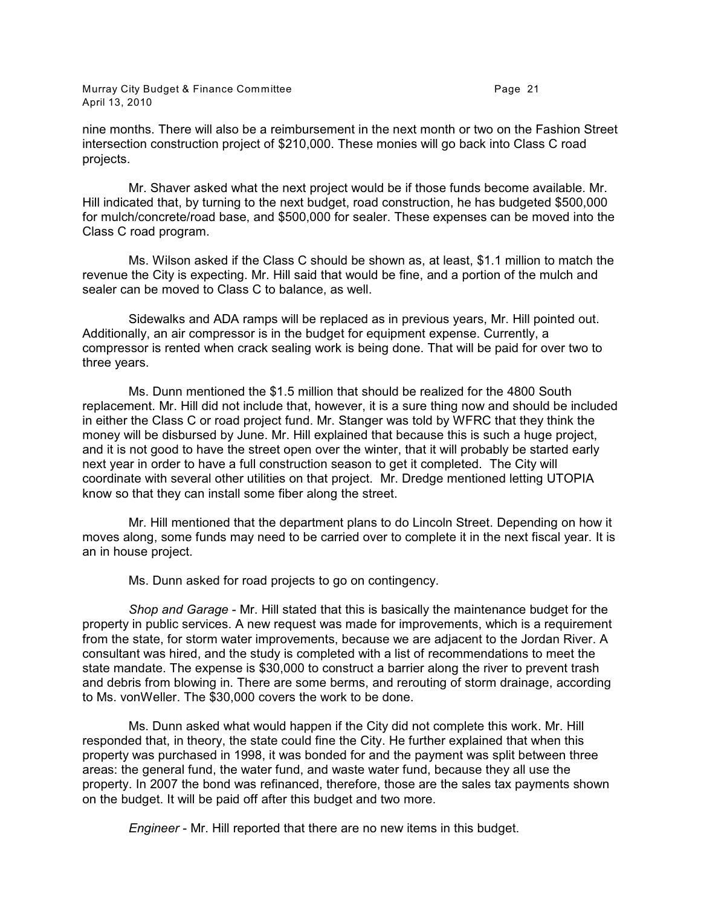nine months. There will also be a reimbursement in the next month or two on the Fashion Street intersection construction project of $210,000. These monies will go back into Class C road projects.

Mr. Shaver asked what the next project would be if those funds become available. Mr. Hill indicated that, by turning to the next budget, road construction, he has budgeted $500,000 for mulch/concrete/road base, and $500,000 for sealer. These expenses can be moved into the Class C road program.

Ms. Wilson asked if the Class C should be shown as, at least, $1.1 million to match the revenue the City is expecting. Mr. Hill said that would be fine, and a portion of the mulch and sealer can be moved to Class C to balance, as well.

Sidewalks and ADA ramps will be replaced as in previous years, Mr. Hill pointed out. Additionally, an air compressor is in the budget for equipment expense. Currently, a compressor is rented when crack sealing work is being done. That will be paid for over two to three years.

Ms. Dunn mentioned the $1.5 million that should be realized for the 4800 South replacement. Mr. Hill did not include that, however, it is a sure thing now and should be included in either the Class C or road project fund. Mr. Stanger was told by WFRC that they think the money will be disbursed by June. Mr. Hill explained that because this is such a huge project, and it is not good to have the street open over the winter, that it will probably be started early next year in order to have a full construction season to get it completed. The City will coordinate with several other utilities on that project. Mr. Dredge mentioned letting UTOPIA know so that they can install some fiber along the street.

Mr. Hill mentioned that the department plans to do Lincoln Street. Depending on how it moves along, some funds may need to be carried over to complete it in the next fiscal year. It is an in house project.

Ms. Dunn asked for road projects to go on contingency.

*Shop and Garage* - Mr. Hill stated that this is basically the maintenance budget for the property in public services. A new request was made for improvements, which is a requirement from the state, for storm water improvements, because we are adjacent to the Jordan River. A consultant was hired, and the study is completed with a list of recommendations to meet the state mandate. The expense is $30,000 to construct a barrier along the river to prevent trash and debris from blowing in. There are some berms, and rerouting of storm drainage, according to Ms. vonWeller. The $30,000 covers the work to be done.

Ms. Dunn asked what would happen if the City did not complete this work. Mr. Hill responded that, in theory, the state could fine the City. He further explained that when this property was purchased in 1998, it was bonded for and the payment was split between three areas: the general fund, the water fund, and waste water fund, because they all use the property. In 2007 the bond was refinanced, therefore, those are the sales tax payments shown on the budget. It will be paid off after this budget and two more.

*Engineer* - Mr. Hill reported that there are no new items in this budget.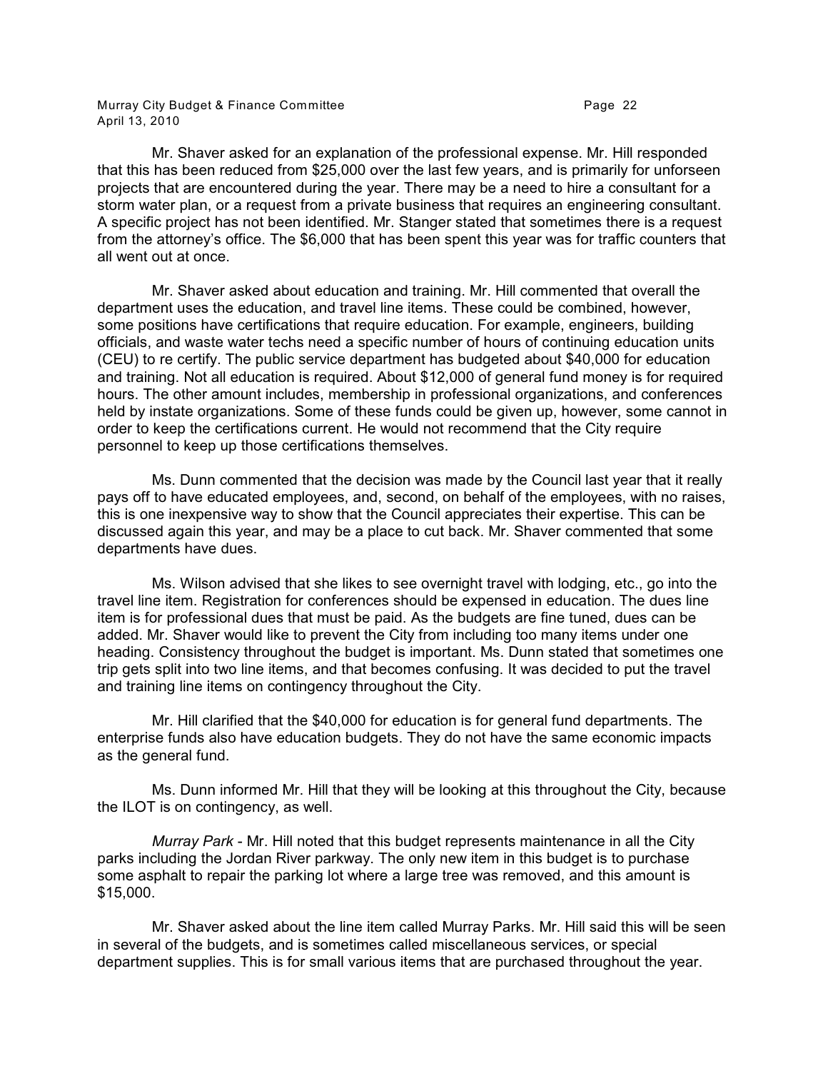Mr. Shaver asked for an explanation of the professional expense. Mr. Hill responded that this has been reduced from $25,000 over the last few years, and is primarily for unforseen projects that are encountered during the year. There may be a need to hire a consultant for a storm water plan, or a request from a private business that requires an engineering consultant. A specific project has not been identified. Mr. Stanger stated that sometimes there is a request from the attorney's office. The $6,000 that has been spent this year was for traffic counters that all went out at once.

Mr. Shaver asked about education and training. Mr. Hill commented that overall the department uses the education, and travel line items. These could be combined, however, some positions have certifications that require education. For example, engineers, building officials, and waste water techs need a specific number of hours of continuing education units (CEU) to re certify. The public service department has budgeted about $40,000 for education and training. Not all education is required. About $12,000 of general fund money is for required hours. The other amount includes, membership in professional organizations, and conferences held by instate organizations. Some of these funds could be given up, however, some cannot in order to keep the certifications current. He would not recommend that the City require personnel to keep up those certifications themselves.

Ms. Dunn commented that the decision was made by the Council last year that it really pays off to have educated employees, and, second, on behalf of the employees, with no raises, this is one inexpensive way to show that the Council appreciates their expertise. This can be discussed again this year, and may be a place to cut back. Mr. Shaver commented that some departments have dues.

Ms. Wilson advised that she likes to see overnight travel with lodging, etc., go into the travel line item. Registration for conferences should be expensed in education. The dues line item is for professional dues that must be paid. As the budgets are fine tuned, dues can be added. Mr. Shaver would like to prevent the City from including too many items under one heading. Consistency throughout the budget is important. Ms. Dunn stated that sometimes one trip gets split into two line items, and that becomes confusing. It was decided to put the travel and training line items on contingency throughout the City.

Mr. Hill clarified that the $40,000 for education is for general fund departments. The enterprise funds also have education budgets. They do not have the same economic impacts as the general fund.

Ms. Dunn informed Mr. Hill that they will be looking at this throughout the City, because the ILOT is on contingency, as well.

*Murray Park* - Mr. Hill noted that this budget represents maintenance in all the City parks including the Jordan River parkway. The only new item in this budget is to purchase some asphalt to repair the parking lot where a large tree was removed, and this amount is $15,000.

Mr. Shaver asked about the line item called Murray Parks. Mr. Hill said this will be seen in several of the budgets, and is sometimes called miscellaneous services, or special department supplies. This is for small various items that are purchased throughout the year.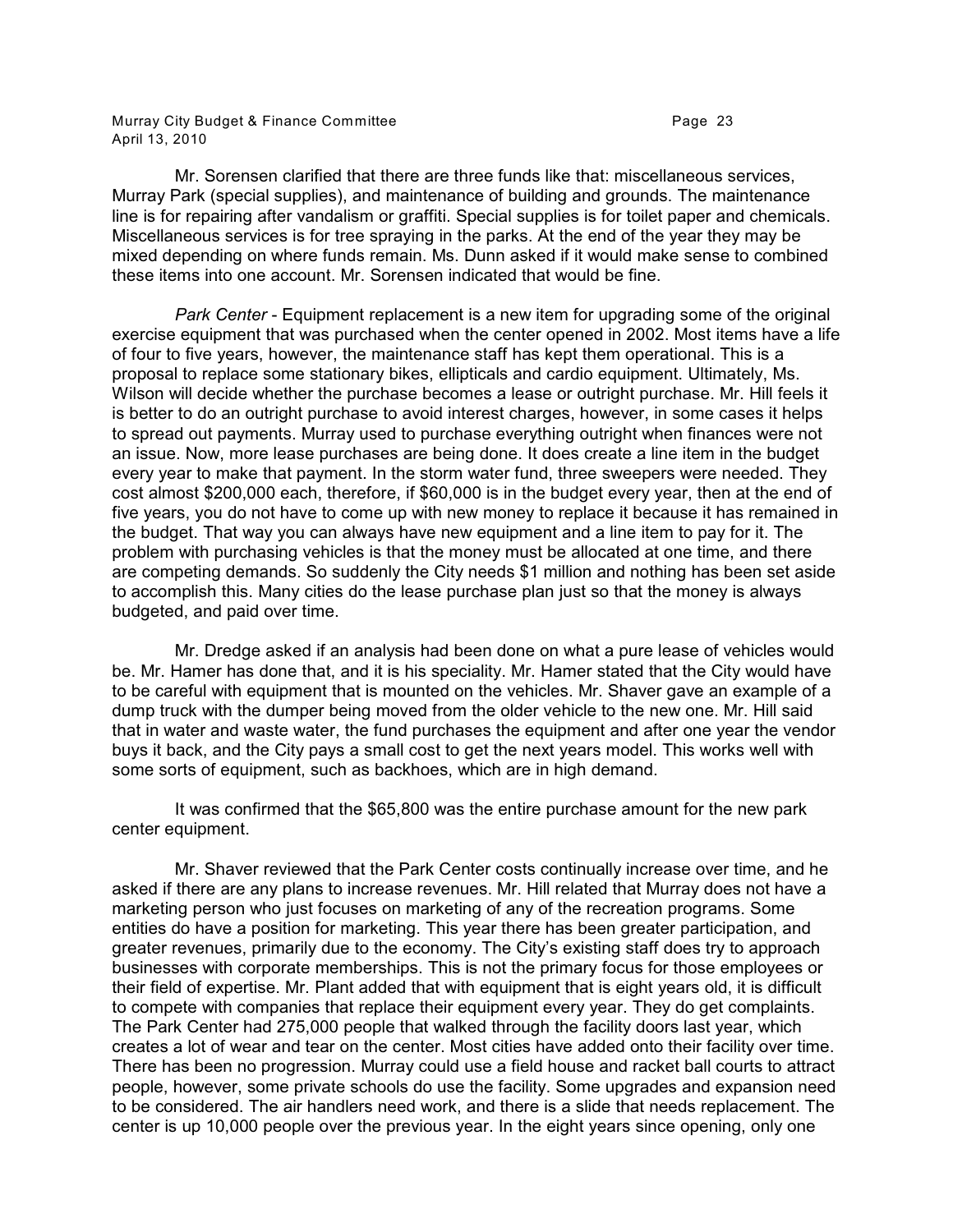Mr. Sorensen clarified that there are three funds like that: miscellaneous services, Murray Park (special supplies), and maintenance of building and grounds. The maintenance line is for repairing after vandalism or graffiti. Special supplies is for toilet paper and chemicals. Miscellaneous services is for tree spraying in the parks. At the end of the year they may be mixed depending on where funds remain. Ms. Dunn asked if it would make sense to combined these items into one account. Mr. Sorensen indicated that would be fine.

*Park Center* - Equipment replacement is a new item for upgrading some of the original exercise equipment that was purchased when the center opened in 2002. Most items have a life of four to five years, however, the maintenance staff has kept them operational. This is a proposal to replace some stationary bikes, ellipticals and cardio equipment. Ultimately, Ms. Wilson will decide whether the purchase becomes a lease or outright purchase. Mr. Hill feels it is better to do an outright purchase to avoid interest charges, however, in some cases it helps to spread out payments. Murray used to purchase everything outright when finances were not an issue. Now, more lease purchases are being done. It does create a line item in the budget every year to make that payment. In the storm water fund, three sweepers were needed. They cost almost $200,000 each, therefore, if $60,000 is in the budget every year, then at the end of five years, you do not have to come up with new money to replace it because it has remained in the budget. That way you can always have new equipment and a line item to pay for it. The problem with purchasing vehicles is that the money must be allocated at one time, and there are competing demands. So suddenly the City needs $1 million and nothing has been set aside to accomplish this. Many cities do the lease purchase plan just so that the money is always budgeted, and paid over time.

Mr. Dredge asked if an analysis had been done on what a pure lease of vehicles would be. Mr. Hamer has done that, and it is his speciality. Mr. Hamer stated that the City would have to be careful with equipment that is mounted on the vehicles. Mr. Shaver gave an example of a dump truck with the dumper being moved from the older vehicle to the new one. Mr. Hill said that in water and waste water, the fund purchases the equipment and after one year the vendor buys it back, and the City pays a small cost to get the next years model. This works well with some sorts of equipment, such as backhoes, which are in high demand.

It was confirmed that the $65,800 was the entire purchase amount for the new park center equipment.

Mr. Shaver reviewed that the Park Center costs continually increase over time, and he asked if there are any plans to increase revenues. Mr. Hill related that Murray does not have a marketing person who just focuses on marketing of any of the recreation programs. Some entities do have a position for marketing. This year there has been greater participation, and greater revenues, primarily due to the economy. The City's existing staff does try to approach businesses with corporate memberships. This is not the primary focus for those employees or their field of expertise. Mr. Plant added that with equipment that is eight years old, it is difficult to compete with companies that replace their equipment every year. They do get complaints. The Park Center had 275,000 people that walked through the facility doors last year, which creates a lot of wear and tear on the center. Most cities have added onto their facility over time. There has been no progression. Murray could use a field house and racket ball courts to attract people, however, some private schools do use the facility. Some upgrades and expansion need to be considered. The air handlers need work, and there is a slide that needs replacement. The center is up 10,000 people over the previous year. In the eight years since opening, only one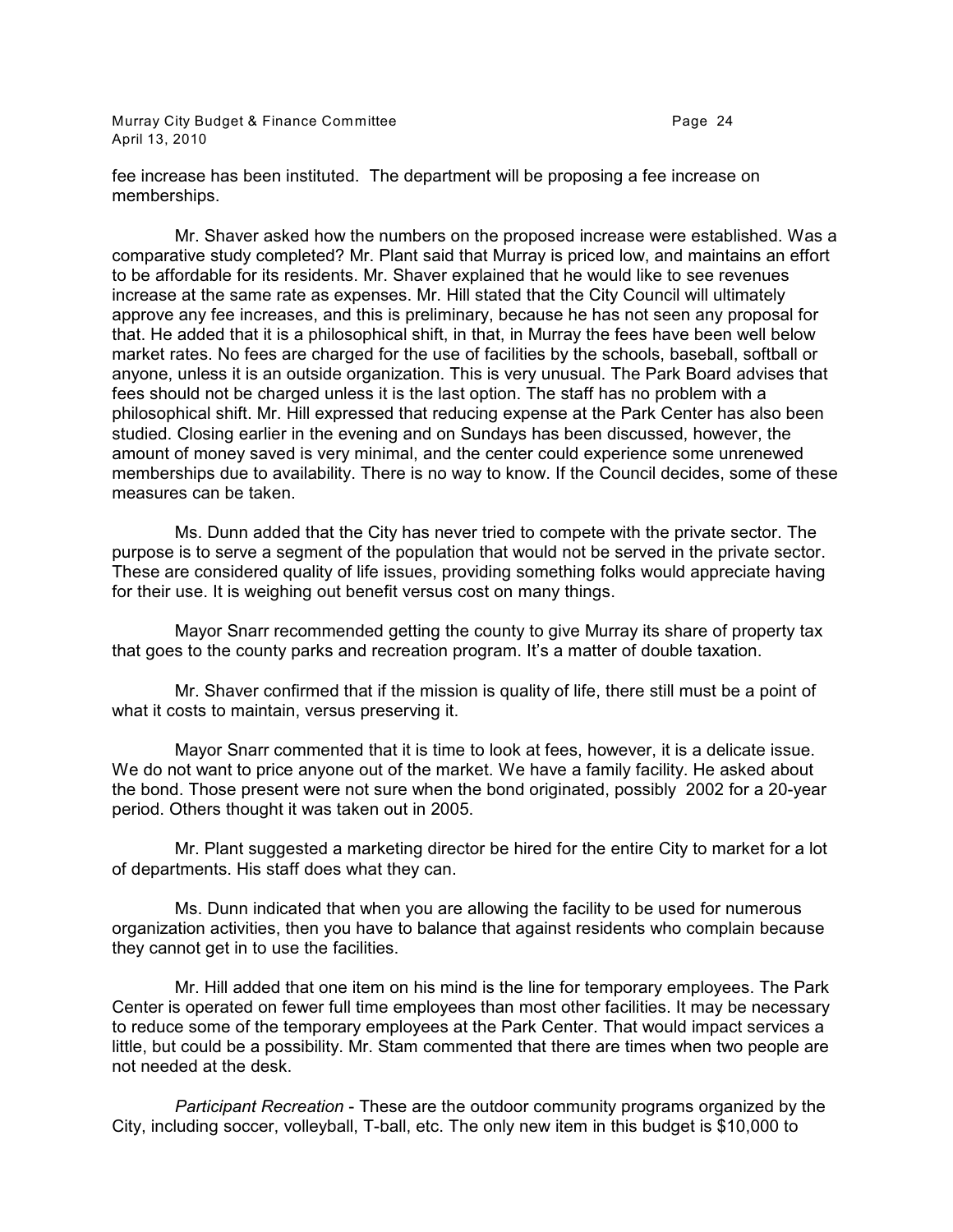fee increase has been instituted. The department will be proposing a fee increase on memberships.

Mr. Shaver asked how the numbers on the proposed increase were established. Was a comparative study completed? Mr. Plant said that Murray is priced low, and maintains an effort to be affordable for its residents. Mr. Shaver explained that he would like to see revenues increase at the same rate as expenses. Mr. Hill stated that the City Council will ultimately approve any fee increases, and this is preliminary, because he has not seen any proposal for that. He added that it is a philosophical shift, in that, in Murray the fees have been well below market rates. No fees are charged for the use of facilities by the schools, baseball, softball or anyone, unless it is an outside organization. This is very unusual. The Park Board advises that fees should not be charged unless it is the last option. The staff has no problem with a philosophical shift. Mr. Hill expressed that reducing expense at the Park Center has also been studied. Closing earlier in the evening and on Sundays has been discussed, however, the amount of money saved is very minimal, and the center could experience some unrenewed memberships due to availability. There is no way to know. If the Council decides, some of these measures can be taken.

Ms. Dunn added that the City has never tried to compete with the private sector. The purpose is to serve a segment of the population that would not be served in the private sector. These are considered quality of life issues, providing something folks would appreciate having for their use. It is weighing out benefit versus cost on many things.

Mayor Snarr recommended getting the county to give Murray its share of property tax that goes to the county parks and recreation program. It's a matter of double taxation.

Mr. Shaver confirmed that if the mission is quality of life, there still must be a point of what it costs to maintain, versus preserving it.

Mayor Snarr commented that it is time to look at fees, however, it is a delicate issue. We do not want to price anyone out of the market. We have a family facility. He asked about the bond. Those present were not sure when the bond originated, possibly 2002 for a 20-year period. Others thought it was taken out in 2005.

Mr. Plant suggested a marketing director be hired for the entire City to market for a lot of departments. His staff does what they can.

Ms. Dunn indicated that when you are allowing the facility to be used for numerous organization activities, then you have to balance that against residents who complain because they cannot get in to use the facilities.

Mr. Hill added that one item on his mind is the line for temporary employees. The Park Center is operated on fewer full time employees than most other facilities. It may be necessary to reduce some of the temporary employees at the Park Center. That would impact services a little, but could be a possibility. Mr. Stam commented that there are times when two people are not needed at the desk.

*Participant Recreation* - These are the outdoor community programs organized by the City, including soccer, volleyball, T-ball, etc. The only new item in this budget is $10,000 to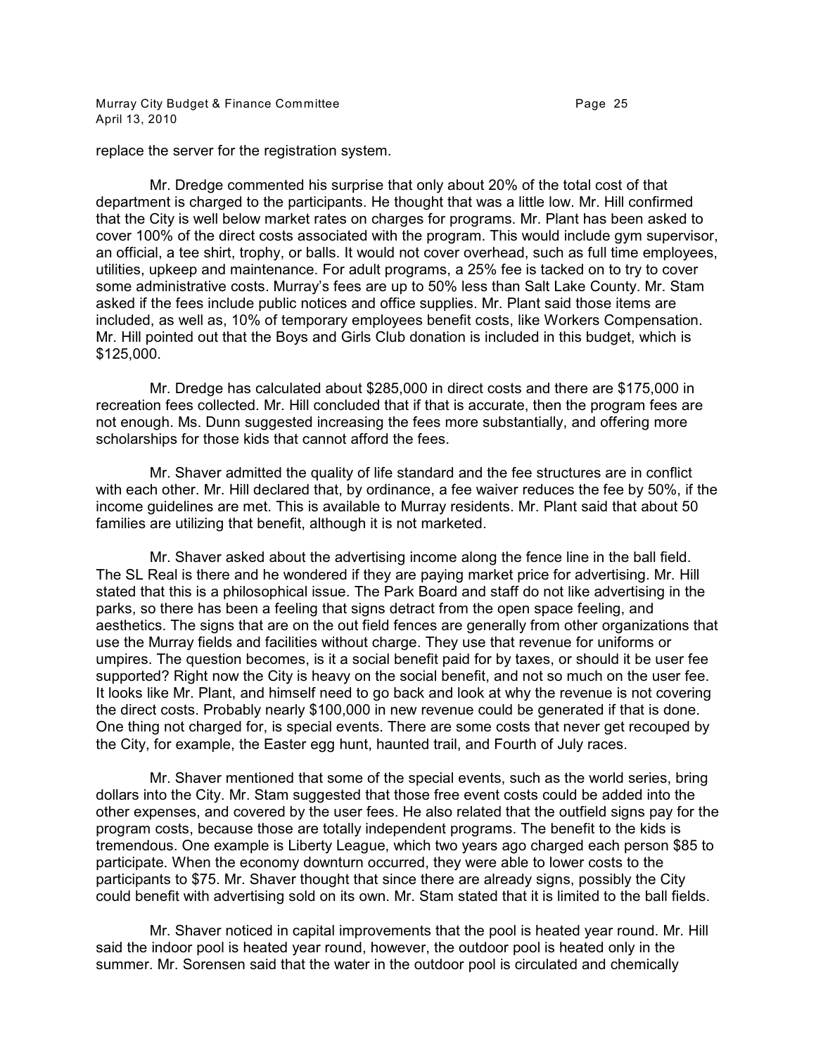replace the server for the registration system.

Mr. Dredge commented his surprise that only about 20% of the total cost of that department is charged to the participants. He thought that was a little low. Mr. Hill confirmed that the City is well below market rates on charges for programs. Mr. Plant has been asked to cover 100% of the direct costs associated with the program. This would include gym supervisor, an official, a tee shirt, trophy, or balls. It would not cover overhead, such as full time employees, utilities, upkeep and maintenance. For adult programs, a 25% fee is tacked on to try to cover some administrative costs. Murray's fees are up to 50% less than Salt Lake County. Mr. Stam asked if the fees include public notices and office supplies. Mr. Plant said those items are included, as well as, 10% of temporary employees benefit costs, like Workers Compensation. Mr. Hill pointed out that the Boys and Girls Club donation is included in this budget, which is $125,000.

Mr. Dredge has calculated about $285,000 in direct costs and there are $175,000 in recreation fees collected. Mr. Hill concluded that if that is accurate, then the program fees are not enough. Ms. Dunn suggested increasing the fees more substantially, and offering more scholarships for those kids that cannot afford the fees.

Mr. Shaver admitted the quality of life standard and the fee structures are in conflict with each other. Mr. Hill declared that, by ordinance, a fee waiver reduces the fee by 50%, if the income guidelines are met. This is available to Murray residents. Mr. Plant said that about 50 families are utilizing that benefit, although it is not marketed.

Mr. Shaver asked about the advertising income along the fence line in the ball field. The SL Real is there and he wondered if they are paying market price for advertising. Mr. Hill stated that this is a philosophical issue. The Park Board and staff do not like advertising in the parks, so there has been a feeling that signs detract from the open space feeling, and aesthetics. The signs that are on the out field fences are generally from other organizations that use the Murray fields and facilities without charge. They use that revenue for uniforms or umpires. The question becomes, is it a social benefit paid for by taxes, or should it be user fee supported? Right now the City is heavy on the social benefit, and not so much on the user fee. It looks like Mr. Plant, and himself need to go back and look at why the revenue is not covering the direct costs. Probably nearly $100,000 in new revenue could be generated if that is done. One thing not charged for, is special events. There are some costs that never get recouped by the City, for example, the Easter egg hunt, haunted trail, and Fourth of July races.

Mr. Shaver mentioned that some of the special events, such as the world series, bring dollars into the City. Mr. Stam suggested that those free event costs could be added into the other expenses, and covered by the user fees. He also related that the outfield signs pay for the program costs, because those are totally independent programs. The benefit to the kids is tremendous. One example is Liberty League, which two years ago charged each person $85 to participate. When the economy downturn occurred, they were able to lower costs to the participants to $75. Mr. Shaver thought that since there are already signs, possibly the City could benefit with advertising sold on its own. Mr. Stam stated that it is limited to the ball fields.

Mr. Shaver noticed in capital improvements that the pool is heated year round. Mr. Hill said the indoor pool is heated year round, however, the outdoor pool is heated only in the summer. Mr. Sorensen said that the water in the outdoor pool is circulated and chemically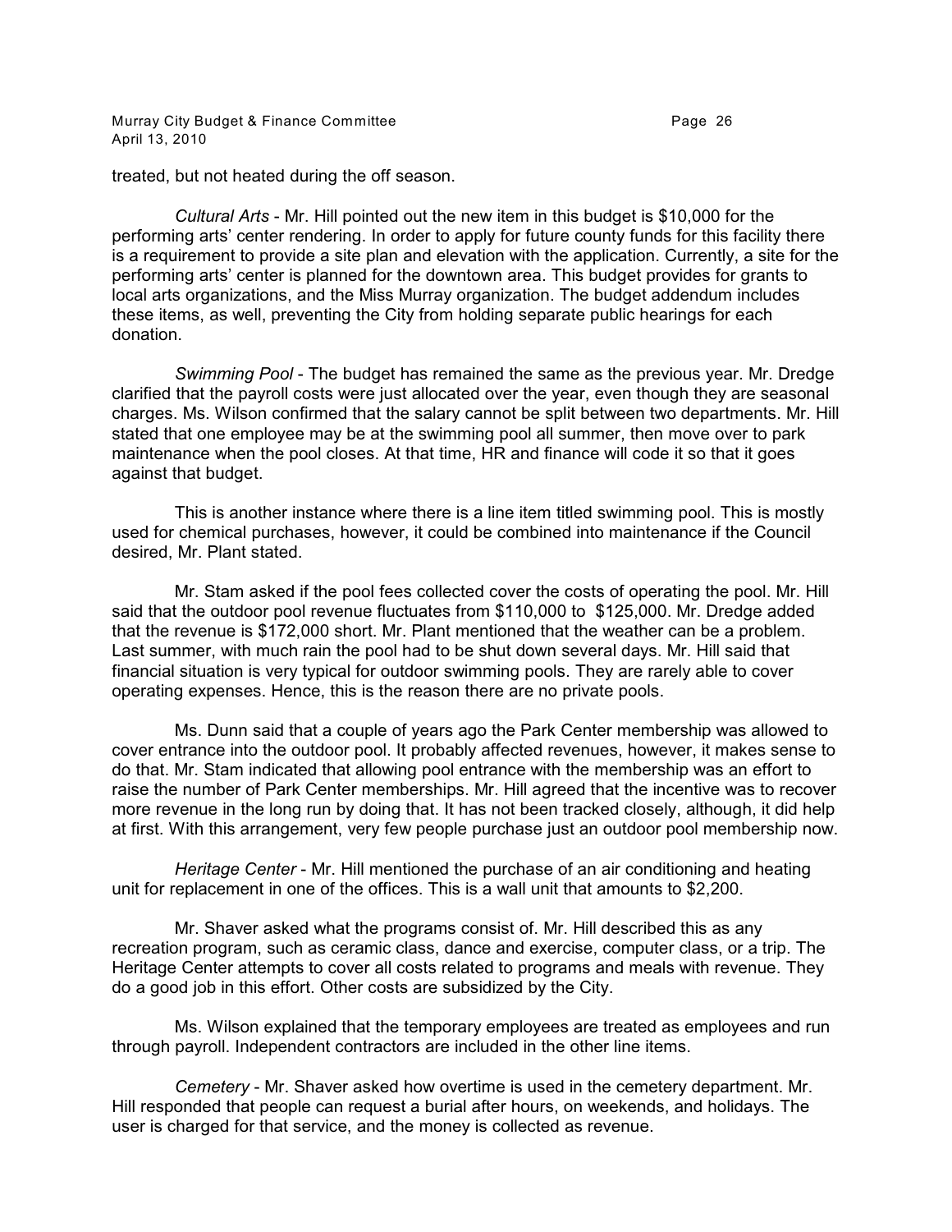treated, but not heated during the off season.

*Cultural Arts* - Mr. Hill pointed out the new item in this budget is $10,000 for the performing arts' center rendering. In order to apply for future county funds for this facility there is a requirement to provide a site plan and elevation with the application. Currently, a site for the performing arts' center is planned for the downtown area. This budget provides for grants to local arts organizations, and the Miss Murray organization. The budget addendum includes these items, as well, preventing the City from holding separate public hearings for each donation.

*Swimming Pool* - The budget has remained the same as the previous year. Mr. Dredge clarified that the payroll costs were just allocated over the year, even though they are seasonal charges. Ms. Wilson confirmed that the salary cannot be split between two departments. Mr. Hill stated that one employee may be at the swimming pool all summer, then move over to park maintenance when the pool closes. At that time, HR and finance will code it so that it goes against that budget.

This is another instance where there is a line item titled swimming pool. This is mostly used for chemical purchases, however, it could be combined into maintenance if the Council desired, Mr. Plant stated.

Mr. Stam asked if the pool fees collected cover the costs of operating the pool. Mr. Hill said that the outdoor pool revenue fluctuates from $110,000 to $125,000. Mr. Dredge added that the revenue is $172,000 short. Mr. Plant mentioned that the weather can be a problem. Last summer, with much rain the pool had to be shut down several days. Mr. Hill said that financial situation is very typical for outdoor swimming pools. They are rarely able to cover operating expenses. Hence, this is the reason there are no private pools.

Ms. Dunn said that a couple of years ago the Park Center membership was allowed to cover entrance into the outdoor pool. It probably affected revenues, however, it makes sense to do that. Mr. Stam indicated that allowing pool entrance with the membership was an effort to raise the number of Park Center memberships. Mr. Hill agreed that the incentive was to recover more revenue in the long run by doing that. It has not been tracked closely, although, it did help at first. With this arrangement, very few people purchase just an outdoor pool membership now.

*Heritage Center* - Mr. Hill mentioned the purchase of an air conditioning and heating unit for replacement in one of the offices. This is a wall unit that amounts to $2,200.

Mr. Shaver asked what the programs consist of. Mr. Hill described this as any recreation program, such as ceramic class, dance and exercise, computer class, or a trip. The Heritage Center attempts to cover all costs related to programs and meals with revenue. They do a good job in this effort. Other costs are subsidized by the City.

Ms. Wilson explained that the temporary employees are treated as employees and run through payroll. Independent contractors are included in the other line items.

*Cemetery* - Mr. Shaver asked how overtime is used in the cemetery department. Mr. Hill responded that people can request a burial after hours, on weekends, and holidays. The user is charged for that service, and the money is collected as revenue.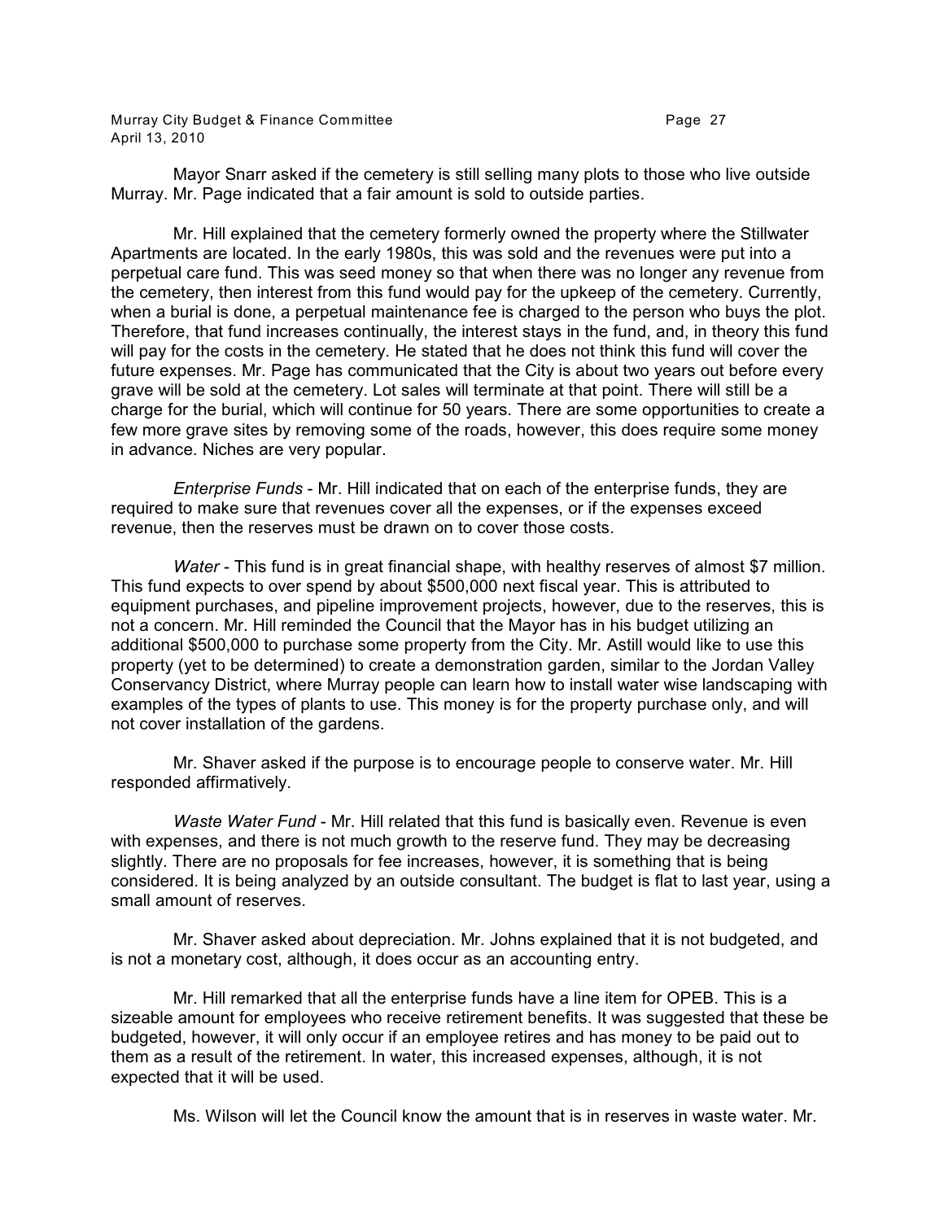Mayor Snarr asked if the cemetery is still selling many plots to those who live outside Murray. Mr. Page indicated that a fair amount is sold to outside parties.

Mr. Hill explained that the cemetery formerly owned the property where the Stillwater Apartments are located. In the early 1980s, this was sold and the revenues were put into a perpetual care fund. This was seed money so that when there was no longer any revenue from the cemetery, then interest from this fund would pay for the upkeep of the cemetery. Currently, when a burial is done, a perpetual maintenance fee is charged to the person who buys the plot. Therefore, that fund increases continually, the interest stays in the fund, and, in theory this fund will pay for the costs in the cemetery. He stated that he does not think this fund will cover the future expenses. Mr. Page has communicated that the City is about two years out before every grave will be sold at the cemetery. Lot sales will terminate at that point. There will still be a charge for the burial, which will continue for 50 years. There are some opportunities to create a few more grave sites by removing some of the roads, however, this does require some money in advance. Niches are very popular.

*Enterprise Funds* - Mr. Hill indicated that on each of the enterprise funds, they are required to make sure that revenues cover all the expenses, or if the expenses exceed revenue, then the reserves must be drawn on to cover those costs.

*Water* - This fund is in great financial shape, with healthy reserves of almost $7 million. This fund expects to over spend by about $500,000 next fiscal year. This is attributed to equipment purchases, and pipeline improvement projects, however, due to the reserves, this is not a concern. Mr. Hill reminded the Council that the Mayor has in his budget utilizing an additional $500,000 to purchase some property from the City. Mr. Astill would like to use this property (yet to be determined) to create a demonstration garden, similar to the Jordan Valley Conservancy District, where Murray people can learn how to install water wise landscaping with examples of the types of plants to use. This money is for the property purchase only, and will not cover installation of the gardens.

Mr. Shaver asked if the purpose is to encourage people to conserve water. Mr. Hill responded affirmatively.

*Waste Water Fund* - Mr. Hill related that this fund is basically even. Revenue is even with expenses, and there is not much growth to the reserve fund. They may be decreasing slightly. There are no proposals for fee increases, however, it is something that is being considered. It is being analyzed by an outside consultant. The budget is flat to last year, using a small amount of reserves.

Mr. Shaver asked about depreciation. Mr. Johns explained that it is not budgeted, and is not a monetary cost, although, it does occur as an accounting entry.

Mr. Hill remarked that all the enterprise funds have a line item for OPEB. This is a sizeable amount for employees who receive retirement benefits. It was suggested that these be budgeted, however, it will only occur if an employee retires and has money to be paid out to them as a result of the retirement. In water, this increased expenses, although, it is not expected that it will be used.

Ms. Wilson will let the Council know the amount that is in reserves in waste water. Mr.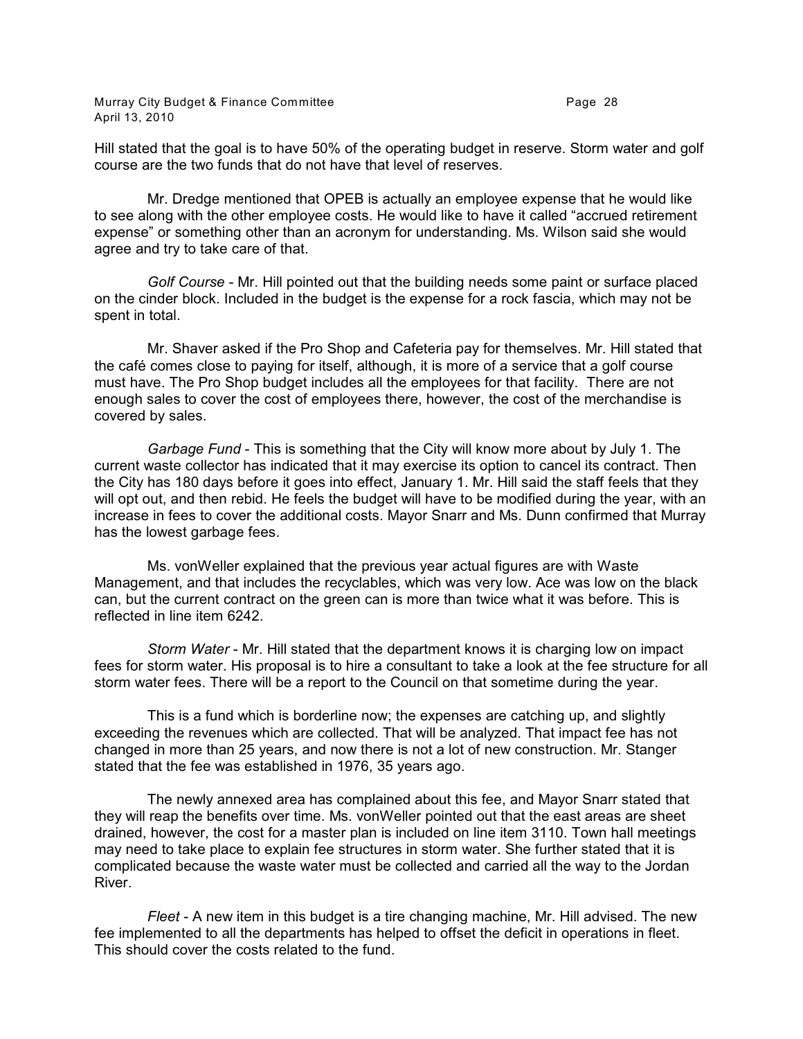Hill stated that the goal is to have 50% of the operating budget in reserve. Storm water and golf course are the two funds that do not have that level of reserves.

Mr. Dredge mentioned that OPEB is actually an employee expense that he would like to see along with the other employee costs. He would like to have it called "accrued retirement expense" or something other than an acronym for understanding. Ms. Wilson said she would agree and try to take care of that.

*Golf Course* - Mr. Hill pointed out that the building needs some paint or surface placed on the cinder block. Included in the budget is the expense for a rock fascia, which may not be spent in total.

Mr. Shaver asked if the Pro Shop and Cafeteria pay for themselves. Mr. Hill stated that the café comes close to paying for itself, although, it is more of a service that a golf course must have. The Pro Shop budget includes all the employees for that facility. There are not enough sales to cover the cost of employees there, however, the cost of the merchandise is covered by sales.

*Garbage Fund* - This is something that the City will know more about by July 1. The current waste collector has indicated that it may exercise its option to cancel its contract. Then the City has 180 days before it goes into effect, January 1. Mr. Hill said the staff feels that they will opt out, and then rebid. He feels the budget will have to be modified during the year, with an increase in fees to cover the additional costs. Mayor Snarr and Ms. Dunn confirmed that Murray has the lowest garbage fees.

Ms. vonWeller explained that the previous year actual figures are with Waste Management, and that includes the recyclables, which was very low. Ace was low on the black can, but the current contract on the green can is more than twice what it was before. This is reflected in line item 6242.

*Storm Water* - Mr. Hill stated that the department knows it is charging low on impact fees for storm water. His proposal is to hire a consultant to take a look at the fee structure for all storm water fees. There will be a report to the Council on that sometime during the year.

This is a fund which is borderline now; the expenses are catching up, and slightly exceeding the revenues which are collected. That will be analyzed. That impact fee has not changed in more than 25 years, and now there is not a lot of new construction. Mr. Stanger stated that the fee was established in 1976, 35 years ago.

The newly annexed area has complained about this fee, and Mayor Snarr stated that they will reap the benefits over time. Ms. vonWeller pointed out that the east areas are sheet drained, however, the cost for a master plan is included on line item 3110. Town hall meetings may need to take place to explain fee structures in storm water. She further stated that it is complicated because the waste water must be collected and carried all the way to the Jordan River.

*Fleet* - A new item in this budget is a tire changing machine, Mr. Hill advised. The new fee implemented to all the departments has helped to offset the deficit in operations in fleet. This should cover the costs related to the fund.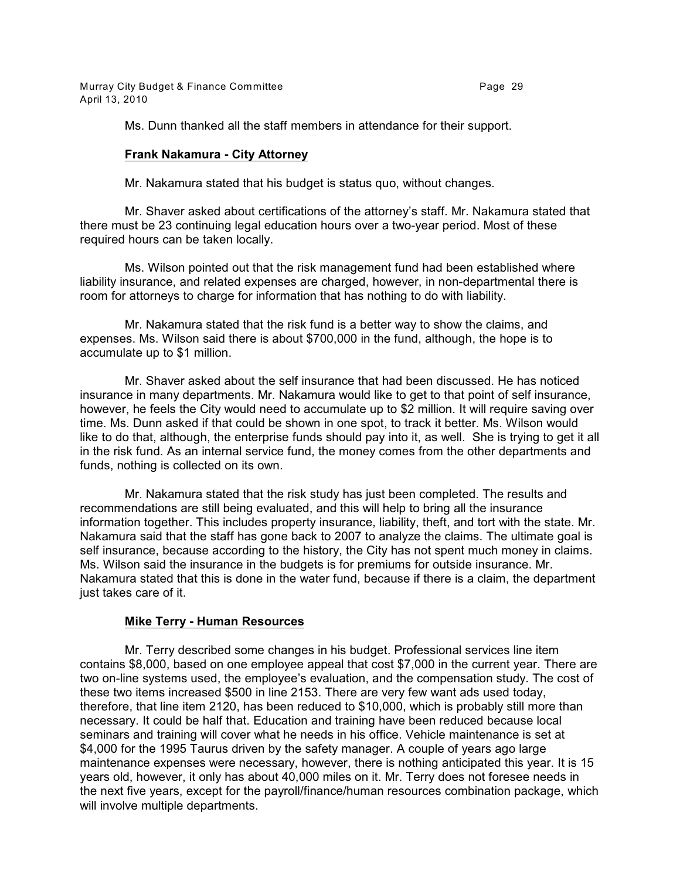Ms. Dunn thanked all the staff members in attendance for their support.

**Frank Nakamura - City Attorney**

Mr. Nakamura stated that his budget is status quo, without changes.

Mr. Shaver asked about certifications of the attorney's staff. Mr. Nakamura stated that there must be 23 continuing legal education hours over a two-year period. Most of these required hours can be taken locally.

Ms. Wilson pointed out that the risk management fund had been established where liability insurance, and related expenses are charged, however, in non-departmental there is room for attorneys to charge for information that has nothing to do with liability.

Mr. Nakamura stated that the risk fund is a better way to show the claims, and expenses. Ms. Wilson said there is about $700,000 in the fund, although, the hope is to accumulate up to $1 million.

Mr. Shaver asked about the self insurance that had been discussed. He has noticed insurance in many departments. Mr. Nakamura would like to get to that point of self insurance, however, he feels the City would need to accumulate up to $2 million. It will require saving over time. Ms. Dunn asked if that could be shown in one spot, to track it better. Ms. Wilson would like to do that, although, the enterprise funds should pay into it, as well. She is trying to get it all in the risk fund. As an internal service fund, the money comes from the other departments and funds, nothing is collected on its own.

Mr. Nakamura stated that the risk study has just been completed. The results and recommendations are still being evaluated, and this will help to bring all the insurance information together. This includes property insurance, liability, theft, and tort with the state. Mr. Nakamura said that the staff has gone back to 2007 to analyze the claims. The ultimate goal is self insurance, because according to the history, the City has not spent much money in claims. Ms. Wilson said the insurance in the budgets is for premiums for outside insurance. Mr. Nakamura stated that this is done in the water fund, because if there is a claim, the department just takes care of it.

**Mike Terry - Human Resources**

Mr. Terry described some changes in his budget. Professional services line item contains $8,000, based on one employee appeal that cost $7,000 in the current year. There are two on-line systems used, the employee's evaluation, and the compensation study. The cost of these two items increased $500 in line 2153. There are very few want ads used today, therefore, that line item 2120, has been reduced to $10,000, which is probably still more than necessary. It could be half that. Education and training have been reduced because local seminars and training will cover what he needs in his office. Vehicle maintenance is set at $4,000 for the 1995 Taurus driven by the safety manager. A couple of years ago large maintenance expenses were necessary, however, there is nothing anticipated this year. It is 15 years old, however, it only has about 40,000 miles on it. Mr. Terry does not foresee needs in the next five years, except for the payroll/finance/human resources combination package, which will involve multiple departments.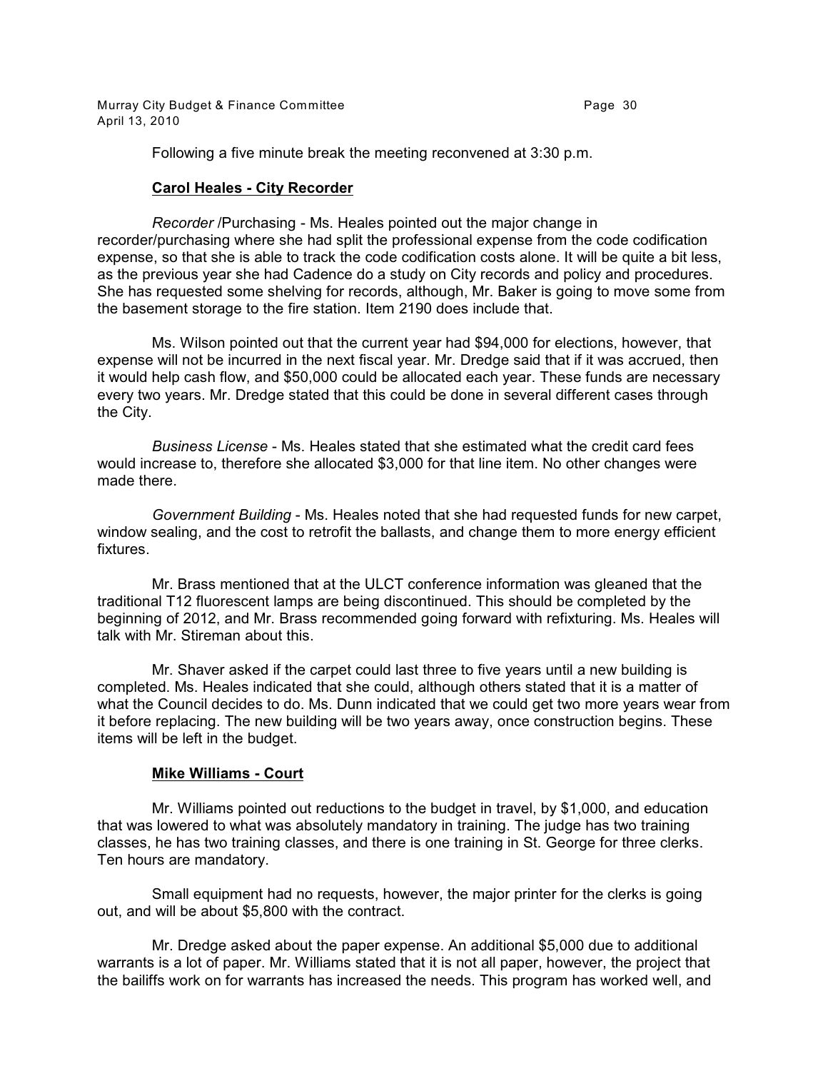Following a five minute break the meeting reconvened at 3:30 p.m.

**Carol Heales - City Recorder**

*Recorder* /Purchasing - Ms. Heales pointed out the major change in recorder/purchasing where she had split the professional expense from the code codification expense, so that she is able to track the code codification costs alone. It will be quite a bit less, as the previous year she had Cadence do a study on City records and policy and procedures. She has requested some shelving for records, although, Mr. Baker is going to move some from the basement storage to the fire station. Item 2190 does include that.

Ms. Wilson pointed out that the current year had $94,000 for elections, however, that expense will not be incurred in the next fiscal year. Mr. Dredge said that if it was accrued, then it would help cash flow, and $50,000 could be allocated each year. These funds are necessary every two years. Mr. Dredge stated that this could be done in several different cases through the City.

*Business License* - Ms. Heales stated that she estimated what the credit card fees would increase to, therefore she allocated $3,000 for that line item. No other changes were made there.

*Government Building* - Ms. Heales noted that she had requested funds for new carpet, window sealing, and the cost to retrofit the ballasts, and change them to more energy efficient fixtures.

Mr. Brass mentioned that at the ULCT conference information was gleaned that the traditional T12 fluorescent lamps are being discontinued. This should be completed by the beginning of 2012, and Mr. Brass recommended going forward with refixturing. Ms. Heales will talk with Mr. Stireman about this.

Mr. Shaver asked if the carpet could last three to five years until a new building is completed. Ms. Heales indicated that she could, although others stated that it is a matter of what the Council decides to do. Ms. Dunn indicated that we could get two more years wear from it before replacing. The new building will be two years away, once construction begins. These items will be left in the budget.

**Mike Williams - Court**

Mr. Williams pointed out reductions to the budget in travel, by $1,000, and education that was lowered to what was absolutely mandatory in training. The judge has two training classes, he has two training classes, and there is one training in St. George for three clerks. Ten hours are mandatory.

Small equipment had no requests, however, the major printer for the clerks is going out, and will be about $5,800 with the contract.

Mr. Dredge asked about the paper expense. An additional $5,000 due to additional warrants is a lot of paper. Mr. Williams stated that it is not all paper, however, the project that the bailiffs work on for warrants has increased the needs. This program has worked well, and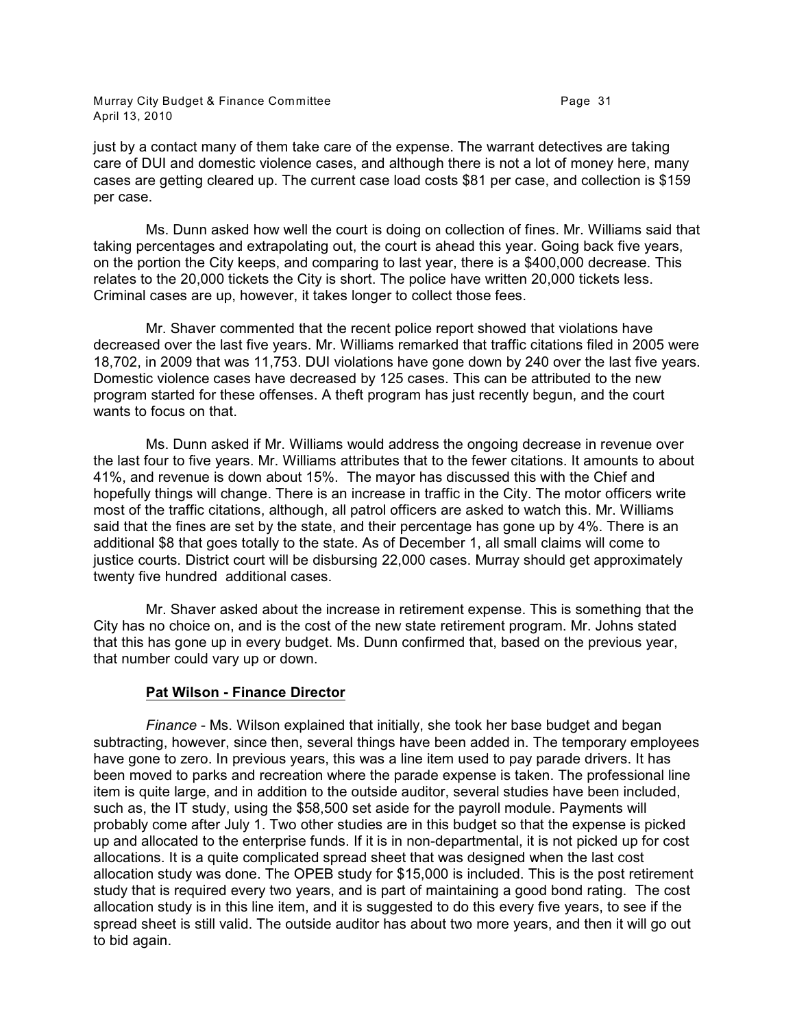just by a contact many of them take care of the expense. The warrant detectives are taking care of DUI and domestic violence cases, and although there is not a lot of money here, many cases are getting cleared up. The current case load costs $81 per case, and collection is $159 per case.

Ms. Dunn asked how well the court is doing on collection of fines. Mr. Williams said that taking percentages and extrapolating out, the court is ahead this year. Going back five years, on the portion the City keeps, and comparing to last year, there is a $400,000 decrease. This relates to the 20,000 tickets the City is short. The police have written 20,000 tickets less. Criminal cases are up, however, it takes longer to collect those fees.

Mr. Shaver commented that the recent police report showed that violations have decreased over the last five years. Mr. Williams remarked that traffic citations filed in 2005 were 18,702, in 2009 that was 11,753. DUI violations have gone down by 240 over the last five years. Domestic violence cases have decreased by 125 cases. This can be attributed to the new program started for these offenses. A theft program has just recently begun, and the court wants to focus on that.

Ms. Dunn asked if Mr. Williams would address the ongoing decrease in revenue over the last four to five years. Mr. Williams attributes that to the fewer citations. It amounts to about 41%, and revenue is down about 15%. The mayor has discussed this with the Chief and hopefully things will change. There is an increase in traffic in the City. The motor officers write most of the traffic citations, although, all patrol officers are asked to watch this. Mr. Williams said that the fines are set by the state, and their percentage has gone up by 4%. There is an additional $8 that goes totally to the state. As of December 1, all small claims will come to justice courts. District court will be disbursing 22,000 cases. Murray should get approximately twenty five hundred additional cases.

Mr. Shaver asked about the increase in retirement expense. This is something that the City has no choice on, and is the cost of the new state retirement program. Mr. Johns stated that this has gone up in every budget. Ms. Dunn confirmed that, based on the previous year, that number could vary up or down.

**Pat Wilson - Finance Director**

*Finance* - Ms. Wilson explained that initially, she took her base budget and began subtracting, however, since then, several things have been added in. The temporary employees have gone to zero. In previous years, this was a line item used to pay parade drivers. It has been moved to parks and recreation where the parade expense is taken. The professional line item is quite large, and in addition to the outside auditor, several studies have been included, such as, the IT study, using the $58,500 set aside for the payroll module. Payments will probably come after July 1. Two other studies are in this budget so that the expense is picked up and allocated to the enterprise funds. If it is in non-departmental, it is not picked up for cost allocations. It is a quite complicated spread sheet that was designed when the last cost allocation study was done. The OPEB study for $15,000 is included. This is the post retirement study that is required every two years, and is part of maintaining a good bond rating. The cost allocation study is in this line item, and it is suggested to do this every five years, to see if the spread sheet is still valid. The outside auditor has about two more years, and then it will go out to bid again.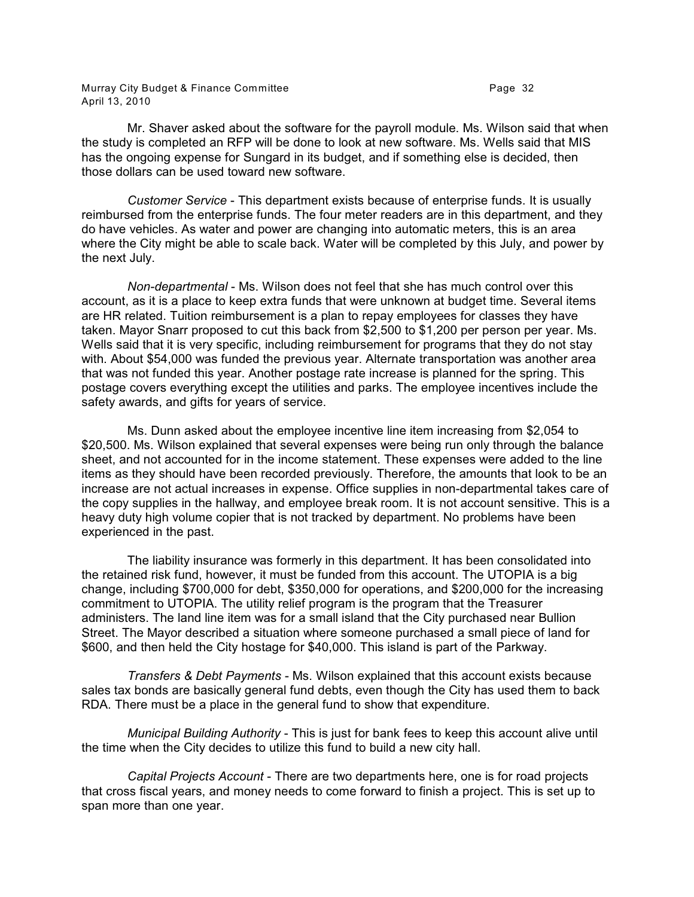Mr. Shaver asked about the software for the payroll module. Ms. Wilson said that when the study is completed an RFP will be done to look at new software. Ms. Wells said that MIS has the ongoing expense for Sungard in its budget, and if something else is decided, then those dollars can be used toward new software.

*Customer Service* - This department exists because of enterprise funds. It is usually reimbursed from the enterprise funds. The four meter readers are in this department, and they do have vehicles. As water and power are changing into automatic meters, this is an area where the City might be able to scale back. Water will be completed by this July, and power by the next July.

*Non-departmental* - Ms. Wilson does not feel that she has much control over this account, as it is a place to keep extra funds that were unknown at budget time. Several items are HR related. Tuition reimbursement is a plan to repay employees for classes they have taken. Mayor Snarr proposed to cut this back from $2,500 to $1,200 per person per year. Ms. Wells said that it is very specific, including reimbursement for programs that they do not stay with. About $54,000 was funded the previous year. Alternate transportation was another area that was not funded this year. Another postage rate increase is planned for the spring. This postage covers everything except the utilities and parks. The employee incentives include the safety awards, and gifts for years of service.

Ms. Dunn asked about the employee incentive line item increasing from $2,054 to $20,500. Ms. Wilson explained that several expenses were being run only through the balance sheet, and not accounted for in the income statement. These expenses were added to the line items as they should have been recorded previously. Therefore, the amounts that look to be an increase are not actual increases in expense. Office supplies in non-departmental takes care of the copy supplies in the hallway, and employee break room. It is not account sensitive. This is a heavy duty high volume copier that is not tracked by department. No problems have been experienced in the past.

The liability insurance was formerly in this department. It has been consolidated into the retained risk fund, however, it must be funded from this account. The UTOPIA is a big change, including $700,000 for debt, $350,000 for operations, and $200,000 for the increasing commitment to UTOPIA. The utility relief program is the program that the Treasurer administers. The land line item was for a small island that the City purchased near Bullion Street. The Mayor described a situation where someone purchased a small piece of land for $600, and then held the City hostage for $40,000. This island is part of the Parkway.

*Transfers & Debt Payments* - Ms. Wilson explained that this account exists because sales tax bonds are basically general fund debts, even though the City has used them to back RDA. There must be a place in the general fund to show that expenditure.

*Municipal Building Authority* - This is just for bank fees to keep this account alive until the time when the City decides to utilize this fund to build a new city hall.

*Capital Projects Account* - There are two departments here, one is for road projects that cross fiscal years, and money needs to come forward to finish a project. This is set up to span more than one year.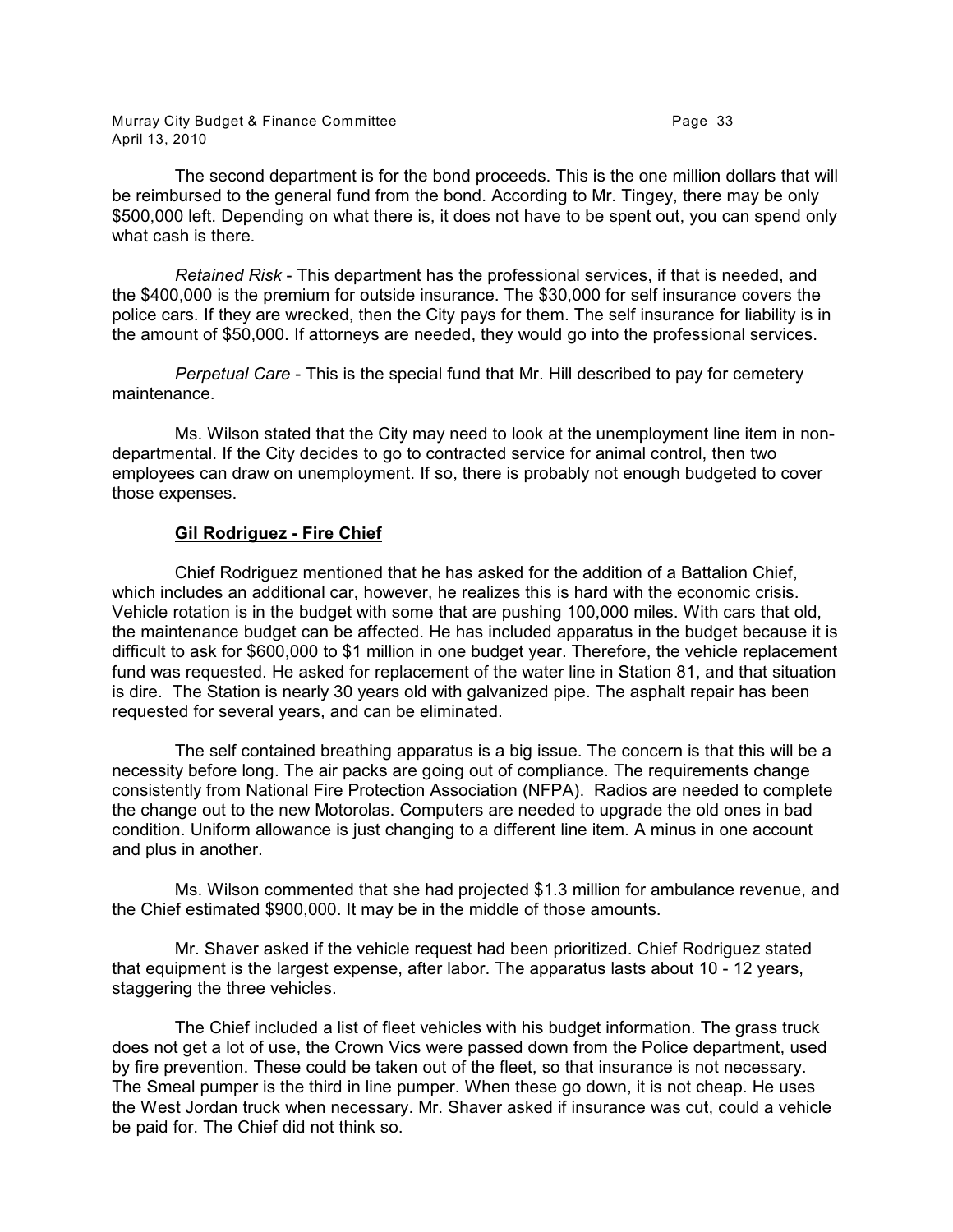The second department is for the bond proceeds. This is the one million dollars that will be reimbursed to the general fund from the bond. According to Mr. Tingey, there may be only $500,000 left. Depending on what there is, it does not have to be spent out, you can spend only what cash is there.

*Retained Risk* - This department has the professional services, if that is needed, and the $400,000 is the premium for outside insurance. The $30,000 for self insurance covers the police cars. If they are wrecked, then the City pays for them. The self insurance for liability is in the amount of $50,000. If attorneys are needed, they would go into the professional services.

*Perpetual Care* - This is the special fund that Mr. Hill described to pay for cemetery maintenance.

Ms. Wilson stated that the City may need to look at the unemployment line item in non-departmental. If the City decides to go to contracted service for animal control, then two employees can draw on unemployment. If so, there is probably not enough budgeted to cover those expenses.

**Gil Rodriguez - Fire Chief**

Chief Rodriguez mentioned that he has asked for the addition of a Battalion Chief, which includes an additional car, however, he realizes this is hard with the economic crisis. Vehicle rotation is in the budget with some that are pushing 100,000 miles. With cars that old, the maintenance budget can be affected. He has included apparatus in the budget because it is difficult to ask for $600,000 to $1 million in one budget year. Therefore, the vehicle replacement fund was requested. He asked for replacement of the water line in Station 81, and that situation is dire. The Station is nearly 30 years old with galvanized pipe. The asphalt repair has been requested for several years, and can be eliminated.

The self contained breathing apparatus is a big issue. The concern is that this will be a necessity before long. The air packs are going out of compliance. The requirements change consistently from National Fire Protection Association (NFPA). Radios are needed to complete the change out to the new Motorolas. Computers are needed to upgrade the old ones in bad condition. Uniform allowance is just changing to a different line item. A minus in one account and plus in another.

Ms. Wilson commented that she had projected $1.3 million for ambulance revenue, and the Chief estimated $900,000. It may be in the middle of those amounts.

Mr. Shaver asked if the vehicle request had been prioritized. Chief Rodriguez stated that equipment is the largest expense, after labor. The apparatus lasts about 10 - 12 years, staggering the three vehicles.

The Chief included a list of fleet vehicles with his budget information. The grass truck does not get a lot of use, the Crown Vics were passed down from the Police department, used by fire prevention. These could be taken out of the fleet, so that insurance is not necessary. The Smeal pumper is the third in line pumper. When these go down, it is not cheap. He uses the West Jordan truck when necessary. Mr. Shaver asked if insurance was cut, could a vehicle be paid for. The Chief did not think so.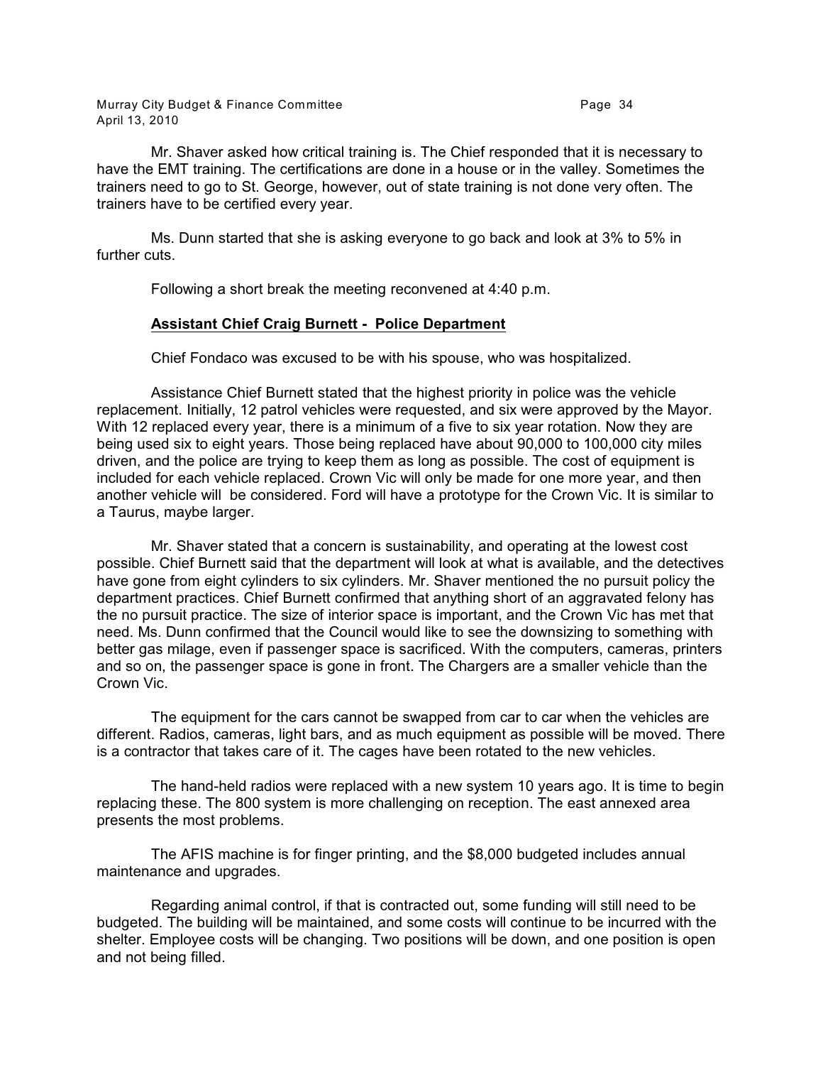Mr. Shaver asked how critical training is. The Chief responded that it is necessary to have the EMT training. The certifications are done in a house or in the valley. Sometimes the trainers need to go to St. George, however, out of state training is not done very often. The trainers have to be certified every year.

Ms. Dunn started that she is asking everyone to go back and look at 3% to 5% in further cuts.

Following a short break the meeting reconvened at 4:40 p.m.

**Assistant Chief Craig Burnett - Police Department**

Chief Fondaco was excused to be with his spouse, who was hospitalized.

Assistance Chief Burnett stated that the highest priority in police was the vehicle replacement. Initially, 12 patrol vehicles were requested, and six were approved by the Mayor. With 12 replaced every year, there is a minimum of a five to six year rotation. Now they are being used six to eight years. Those being replaced have about 90,000 to 100,000 city miles driven, and the police are trying to keep them as long as possible. The cost of equipment is included for each vehicle replaced. Crown Vic will only be made for one more year, and then another vehicle will be considered. Ford will have a prototype for the Crown Vic. It is similar to a Taurus, maybe larger.

Mr. Shaver stated that a concern is sustainability, and operating at the lowest cost possible. Chief Burnett said that the department will look at what is available, and the detectives have gone from eight cylinders to six cylinders. Mr. Shaver mentioned the no pursuit policy the department practices. Chief Burnett confirmed that anything short of an aggravated felony has the no pursuit practice. The size of interior space is important, and the Crown Vic has met that need. Ms. Dunn confirmed that the Council would like to see the downsizing to something with better gas milage, even if passenger space is sacrificed. With the computers, cameras, printers and so on, the passenger space is gone in front. The Chargers are a smaller vehicle than the Crown Vic.

The equipment for the cars cannot be swapped from car to car when the vehicles are different. Radios, cameras, light bars, and as much equipment as possible will be moved. There is a contractor that takes care of it. The cages have been rotated to the new vehicles.

The hand-held radios were replaced with a new system 10 years ago. It is time to begin replacing these. The 800 system is more challenging on reception. The east annexed area presents the most problems.

The AFIS machine is for finger printing, and the $8,000 budgeted includes annual maintenance and upgrades.

Regarding animal control, if that is contracted out, some funding will still need to be budgeted. The building will be maintained, and some costs will continue to be incurred with the shelter. Employee costs will be changing. Two positions will be down, and one position is open and not being filled.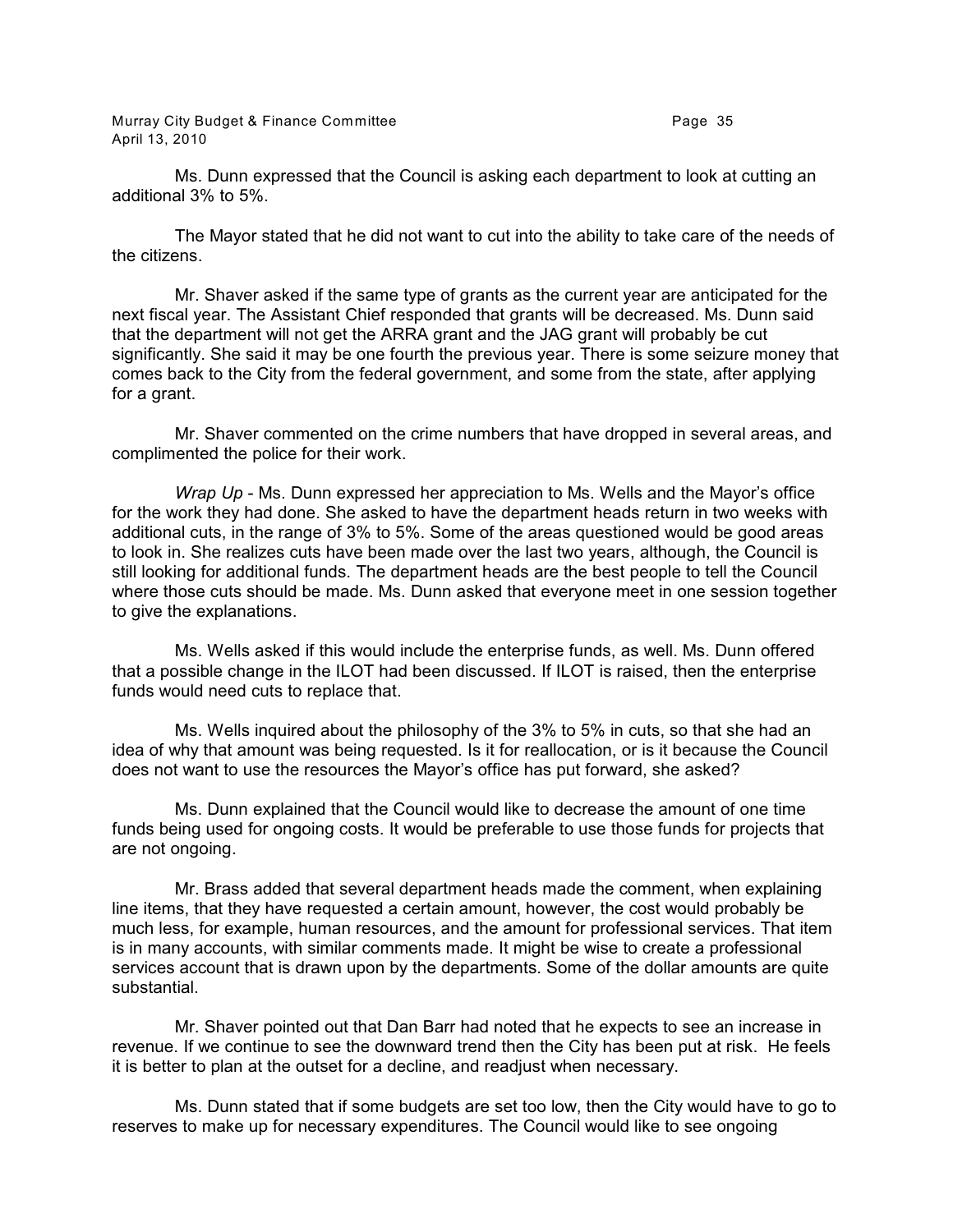Ms. Dunn expressed that the Council is asking each department to look at cutting an additional 3% to 5%.

The Mayor stated that he did not want to cut into the ability to take care of the needs of the citizens.

Mr. Shaver asked if the same type of grants as the current year are anticipated for the next fiscal year. The Assistant Chief responded that grants will be decreased. Ms. Dunn said that the department will not get the ARRA grant and the JAG grant will probably be cut significantly. She said it may be one fourth the previous year. There is some seizure money that comes back to the City from the federal government, and some from the state, after applying for a grant.

Mr. Shaver commented on the crime numbers that have dropped in several areas, and complimented the police for their work.

*Wrap Up* - Ms. Dunn expressed her appreciation to Ms. Wells and the Mayor's office for the work they had done. She asked to have the department heads return in two weeks with additional cuts, in the range of 3% to 5%. Some of the areas questioned would be good areas to look in. She realizes cuts have been made over the last two years, although, the Council is still looking for additional funds. The department heads are the best people to tell the Council where those cuts should be made. Ms. Dunn asked that everyone meet in one session together to give the explanations.

Ms. Wells asked if this would include the enterprise funds, as well. Ms. Dunn offered that a possible change in the ILOT had been discussed. If ILOT is raised, then the enterprise funds would need cuts to replace that.

Ms. Wells inquired about the philosophy of the 3% to 5% in cuts, so that she had an idea of why that amount was being requested. Is it for reallocation, or is it because the Council does not want to use the resources the Mayor's office has put forward, she asked?

Ms. Dunn explained that the Council would like to decrease the amount of one time funds being used for ongoing costs. It would be preferable to use those funds for projects that are not ongoing.

Mr. Brass added that several department heads made the comment, when explaining line items, that they have requested a certain amount, however, the cost would probably be much less, for example, human resources, and the amount for professional services. That item is in many accounts, with similar comments made. It might be wise to create a professional services account that is drawn upon by the departments. Some of the dollar amounts are quite substantial.

Mr. Shaver pointed out that Dan Barr had noted that he expects to see an increase in revenue. If we continue to see the downward trend then the City has been put at risk. He feels it is better to plan at the outset for a decline, and readjust when necessary.

Ms. Dunn stated that if some budgets are set too low, then the City would have to go to reserves to make up for necessary expenditures. The Council would like to see ongoing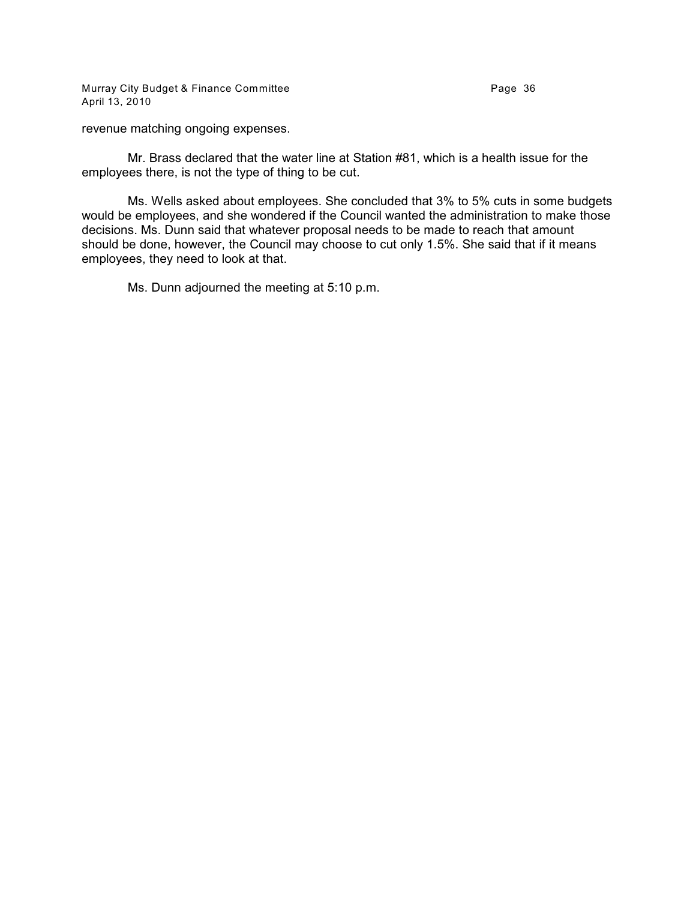revenue matching ongoing expenses.

Mr. Brass declared that the water line at Station #81, which is a health issue for the employees there, is not the type of thing to be cut.

Ms. Wells asked about employees. She concluded that 3% to 5% cuts in some budgets would be employees, and she wondered if the Council wanted the administration to make those decisions. Ms. Dunn said that whatever proposal needs to be made to reach that amount should be done, however, the Council may choose to cut only 1.5%. She said that if it means employees, they need to look at that.

Ms. Dunn adjourned the meeting at 5:10 p.m.